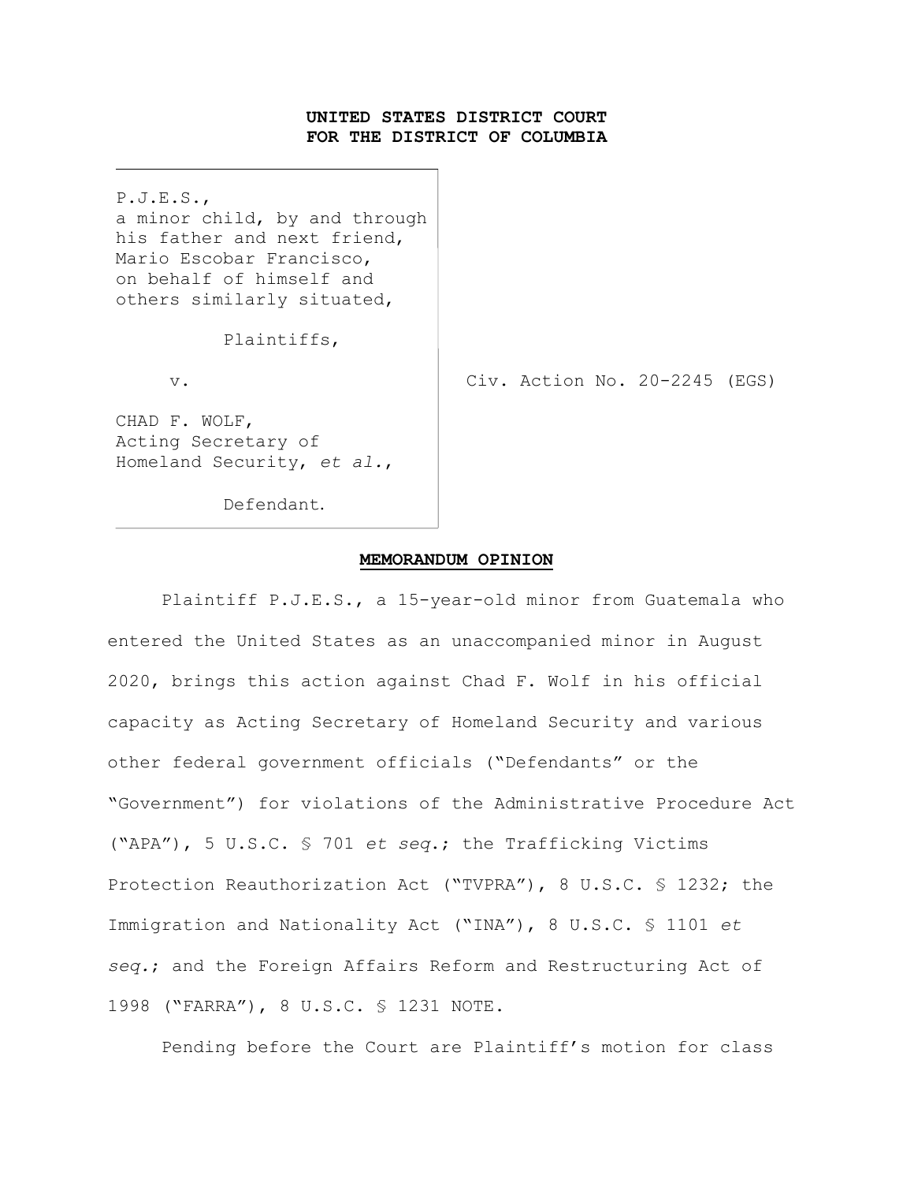**UNITED STATES DISTRICT COURT**
**FOR THE DISTRICT OF COLUMBIA**

| | |
|---|---|
| P.J.E.S., a minor child, by and through his father and next friend, Mario Escobar Francisco, on behalf of himself and others similarly situated,<br><br>Plaintiffs,<br><br>v.<br><br>CHAD F. WOLF, Acting Secretary of Homeland Security, *et al.*,<br><br>Defendant. | Civ. Action No. 20-2245 (EGS) |

**MEMORANDUM OPINION**

Plaintiff P.J.E.S., a 15-year-old minor from Guatemala who entered the United States as an unaccompanied minor in August 2020, brings this action against Chad F. Wolf in his official capacity as Acting Secretary of Homeland Security and various other federal government officials ("Defendants" or the "Government") for violations of the Administrative Procedure Act ("APA"), 5 U.S.C. § 701 *et seq.*; the Trafficking Victims Protection Reauthorization Act ("TVPRA"), 8 U.S.C. § 1232; the Immigration and Nationality Act ("INA"), 8 U.S.C. § 1101 *et seq.*; and the Foreign Affairs Reform and Restructuring Act of 1998 ("FARRA"), 8 U.S.C. § 1231 NOTE.

Pending before the Court are Plaintiff's motion for class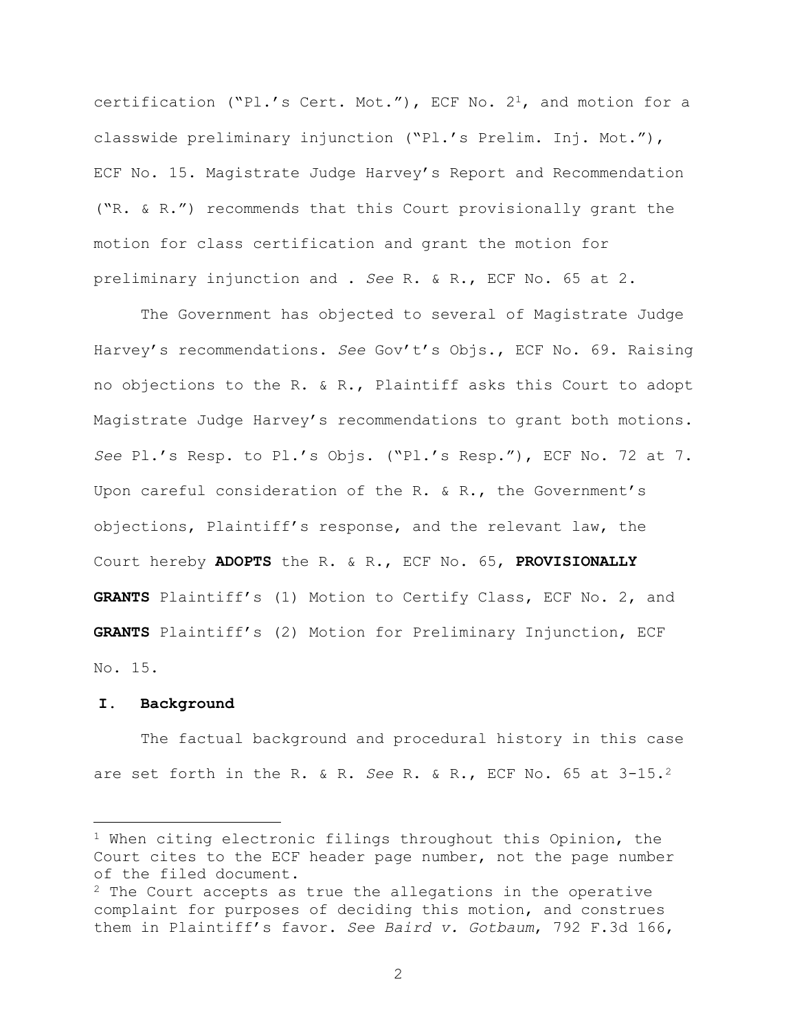certification ("Pl.'s Cert. Mot."), ECF No. 2[1], and motion for a classwide preliminary injunction ("Pl.'s Prelim. Inj. Mot."), ECF No. 15. Magistrate Judge Harvey's Report and Recommendation ("R. & R.") recommends that this Court provisionally grant the motion for class certification and grant the motion for preliminary injunction and . *See* R. & R., ECF No. 65 at 2.

The Government has objected to several of Magistrate Judge Harvey's recommendations. *See* Gov't's Objs., ECF No. 69. Raising no objections to the R. & R., Plaintiff asks this Court to adopt Magistrate Judge Harvey's recommendations to grant both motions. *See* Pl.'s Resp. to Pl.'s Objs. ("Pl.'s Resp."), ECF No. 72 at 7. Upon careful consideration of the R. & R., the Government's objections, Plaintiff's response, and the relevant law, the Court hereby **ADOPTS** the R. & R., ECF No. 65, **PROVISIONALLY GRANTS** Plaintiff's (1) Motion to Certify Class, ECF No. 2, and **GRANTS** Plaintiff's (2) Motion for Preliminary Injunction, ECF No. 15.

## I. Background

The factual background and procedural history in this case are set forth in the R. & R. *See* R. & R., ECF No. 65 at 3-15.[2]

---

[1] When citing electronic filings throughout this Opinion, the Court cites to the ECF header page number, not the page number of the filed document.

[2] The Court accepts as true the allegations in the operative complaint for purposes of deciding this motion, and construes them in Plaintiff's favor. *See Baird v. Gotbaum*, 792 F.3d 166,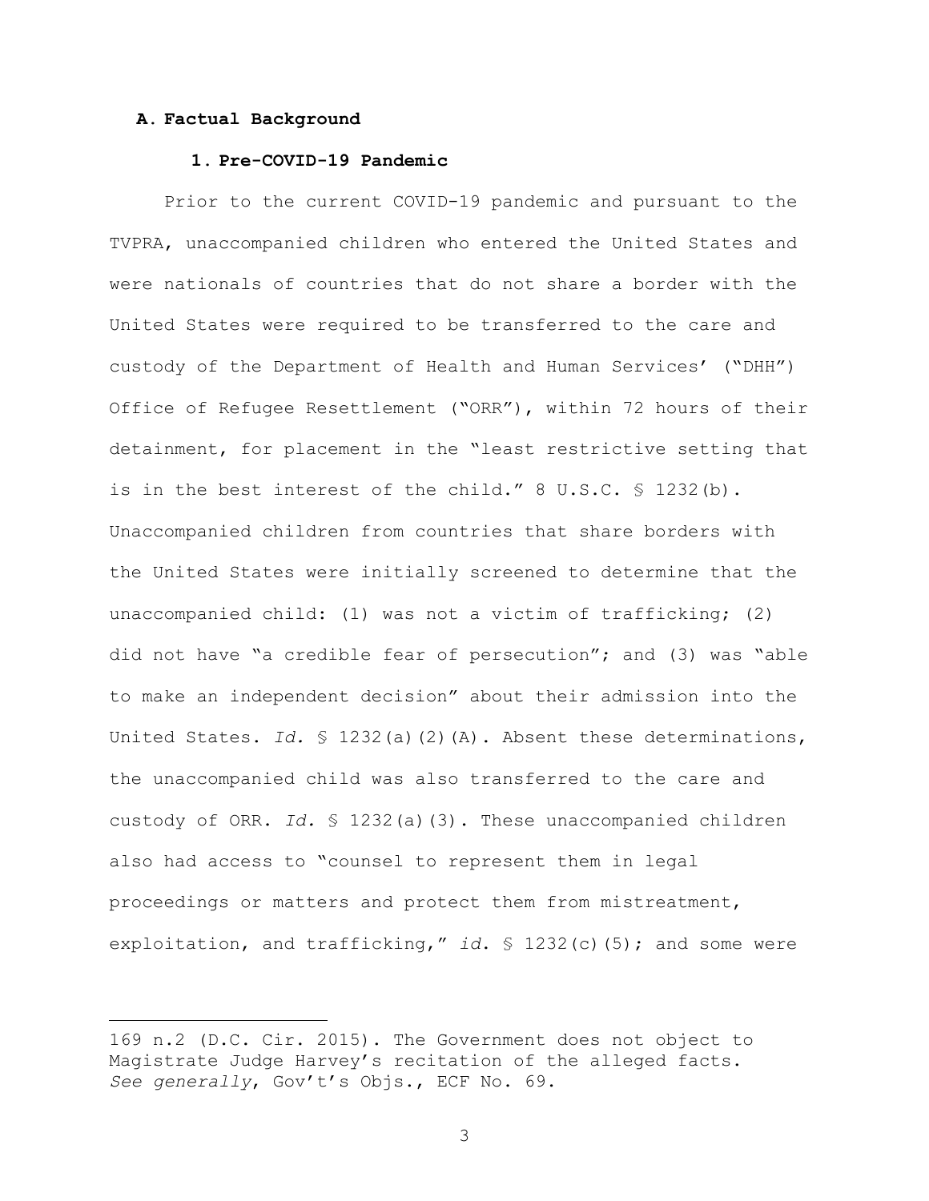### A. Factual Background

#### 1. Pre-COVID-19 Pandemic

Prior to the current COVID-19 pandemic and pursuant to the TVPRA, unaccompanied children who entered the United States and were nationals of countries that do not share a border with the United States were required to be transferred to the care and custody of the Department of Health and Human Services' ("DHH") Office of Refugee Resettlement ("ORR"), within 72 hours of their detainment, for placement in the "least restrictive setting that is in the best interest of the child." 8 U.S.C. § 1232(b). Unaccompanied children from countries that share borders with the United States were initially screened to determine that the unaccompanied child: (1) was not a victim of trafficking; (2) did not have "a credible fear of persecution"; and (3) was "able to make an independent decision" about their admission into the United States. *Id.* § 1232(a)(2)(A). Absent these determinations, the unaccompanied child was also transferred to the care and custody of ORR. *Id.* § 1232(a)(3). These unaccompanied children also had access to "counsel to represent them in legal proceedings or matters and protect them from mistreatment, exploitation, and trafficking," *id.* § 1232(c)(5); and some were

---

169 n.2 (D.C. Cir. 2015). The Government does not object to Magistrate Judge Harvey's recitation of the alleged facts. *See generally*, Gov't's Objs., ECF No. 69.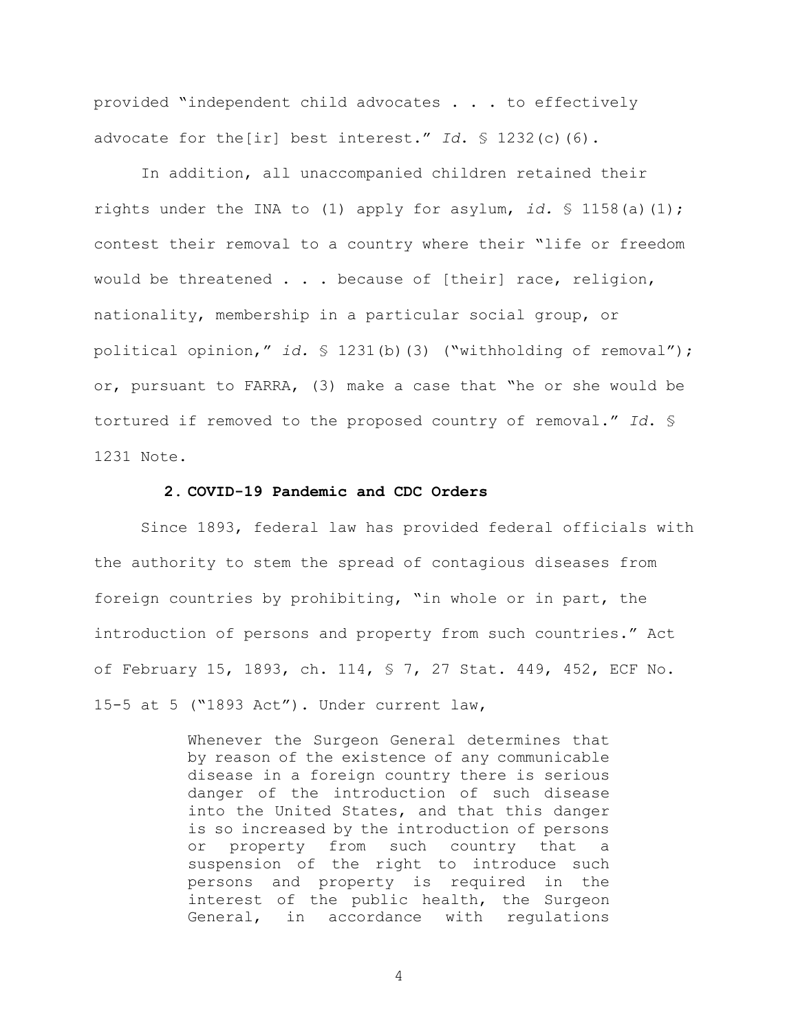provided "independent child advocates . . . to effectively advocate for the[ir] best interest." *Id.* § 1232(c)(6).

In addition, all unaccompanied children retained their rights under the INA to (1) apply for asylum, *id.* § 1158(a)(1); contest their removal to a country where their "life or freedom would be threatened . . . because of [their] race, religion, nationality, membership in a particular social group, or political opinion," *id.* § 1231(b)(3) ("withholding of removal"); or, pursuant to FARRA, (3) make a case that "he or she would be tortured if removed to the proposed country of removal." *Id.* § 1231 Note.

#### 2. COVID-19 Pandemic and CDC Orders

Since 1893, federal law has provided federal officials with the authority to stem the spread of contagious diseases from foreign countries by prohibiting, "in whole or in part, the introduction of persons and property from such countries." Act of February 15, 1893, ch. 114, § 7, 27 Stat. 449, 452, ECF No. 15-5 at 5 ("1893 Act"). Under current law,

> Whenever the Surgeon General determines that by reason of the existence of any communicable disease in a foreign country there is serious danger of the introduction of such disease into the United States, and that this danger is so increased by the introduction of persons or property from such country that a suspension of the right to introduce such persons and property is required in the interest of the public health, the Surgeon General, in accordance with regulations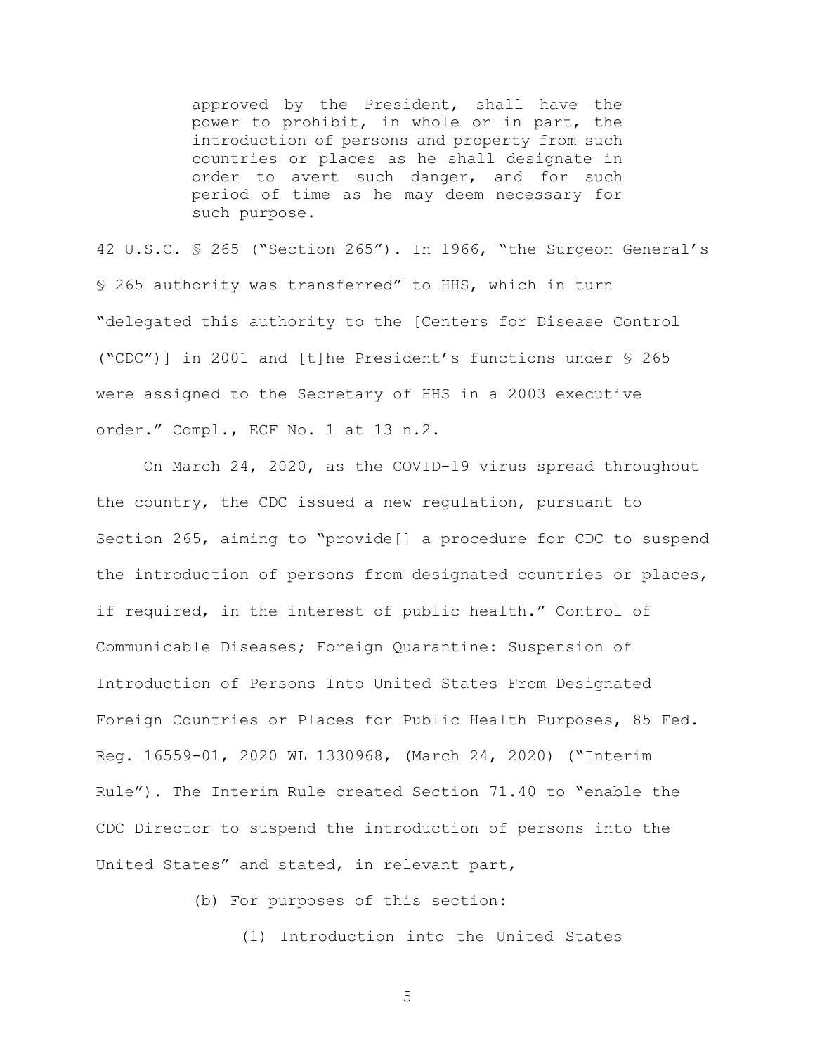> approved by the President, shall have the power to prohibit, in whole or in part, the introduction of persons and property from such countries or places as he shall designate in order to avert such danger, and for such period of time as he may deem necessary for such purpose.

42 U.S.C. § 265 ("Section 265"). In 1966, "the Surgeon General's § 265 authority was transferred" to HHS, which in turn "delegated this authority to the [Centers for Disease Control ("CDC")] in 2001 and [t]he President's functions under § 265 were assigned to the Secretary of HHS in a 2003 executive order." Compl., ECF No. 1 at 13 n.2.

On March 24, 2020, as the COVID-19 virus spread throughout the country, the CDC issued a new regulation, pursuant to Section 265, aiming to "provide[] a procedure for CDC to suspend the introduction of persons from designated countries or places, if required, in the interest of public health." Control of Communicable Diseases; Foreign Quarantine: Suspension of Introduction of Persons Into United States From Designated Foreign Countries or Places for Public Health Purposes, 85 Fed. Reg. 16559-01, 2020 WL 1330968, (March 24, 2020) ("Interim Rule"). The Interim Rule created Section 71.40 to "enable the CDC Director to suspend the introduction of persons into the United States" and stated, in relevant part,

> (b) For purposes of this section:
>
> > (1) Introduction into the United States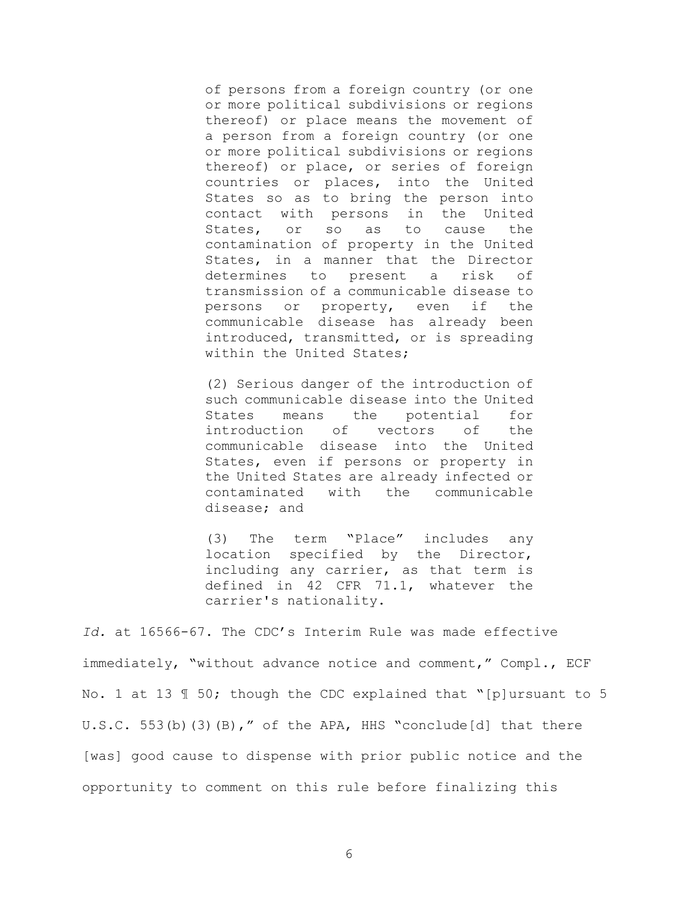> of persons from a foreign country (or one or more political subdivisions or regions thereof) or place means the movement of a person from a foreign country (or one or more political subdivisions or regions thereof) or place, or series of foreign countries or places, into the United States so as to bring the person into contact with persons in the United States, or so as to cause the contamination of property in the United States, in a manner that the Director determines to present a risk of transmission of a communicable disease to persons or property, even if the communicable disease has already been introduced, transmitted, or is spreading within the United States;
>
> (2) Serious danger of the introduction of such communicable disease into the United States means the potential for introduction of vectors of the communicable disease into the United States, even if persons or property in the United States are already infected or contaminated with the communicable disease; and
>
> (3) The term "Place" includes any location specified by the Director, including any carrier, as that term is defined in 42 CFR 71.1, whatever the carrier's nationality.

*Id.* at 16566-67. The CDC's Interim Rule was made effective immediately, "without advance notice and comment," Compl., ECF No. 1 at 13 ¶ 50; though the CDC explained that "[p]ursuant to 5 U.S.C. 553(b)(3)(B)," of the APA, HHS "conclude[d] that there [was] good cause to dispense with prior public notice and the opportunity to comment on this rule before finalizing this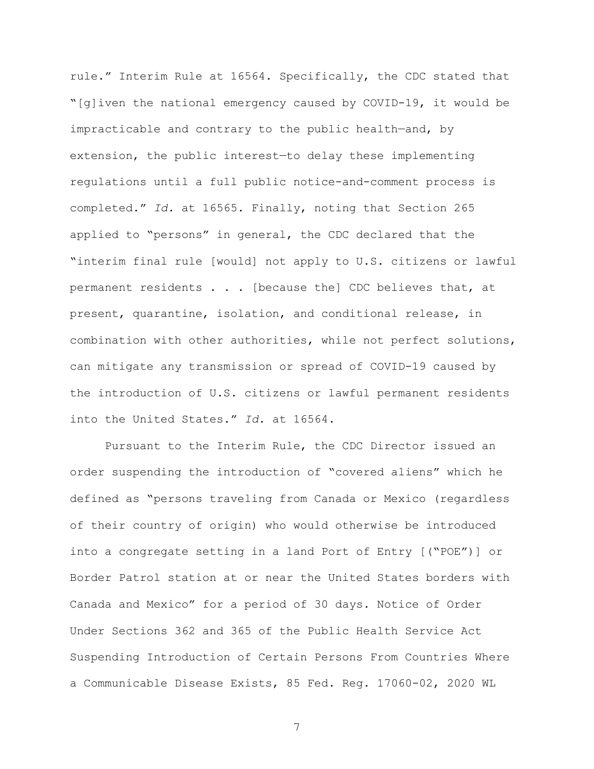rule." Interim Rule at 16564. Specifically, the CDC stated that "[g]iven the national emergency caused by COVID-19, it would be impracticable and contrary to the public health—and, by extension, the public interest—to delay these implementing regulations until a full public notice-and-comment process is completed." *Id.* at 16565. Finally, noting that Section 265 applied to "persons" in general, the CDC declared that the "interim final rule [would] not apply to U.S. citizens or lawful permanent residents . . . [because the] CDC believes that, at present, quarantine, isolation, and conditional release, in combination with other authorities, while not perfect solutions, can mitigate any transmission or spread of COVID-19 caused by the introduction of U.S. citizens or lawful permanent residents into the United States." *Id.* at 16564.

Pursuant to the Interim Rule, the CDC Director issued an order suspending the introduction of "covered aliens" which he defined as "persons traveling from Canada or Mexico (regardless of their country of origin) who would otherwise be introduced into a congregate setting in a land Port of Entry [("POE")] or Border Patrol station at or near the United States borders with Canada and Mexico" for a period of 30 days. Notice of Order Under Sections 362 and 365 of the Public Health Service Act Suspending Introduction of Certain Persons From Countries Where a Communicable Disease Exists, 85 Fed. Reg. 17060-02, 2020 WL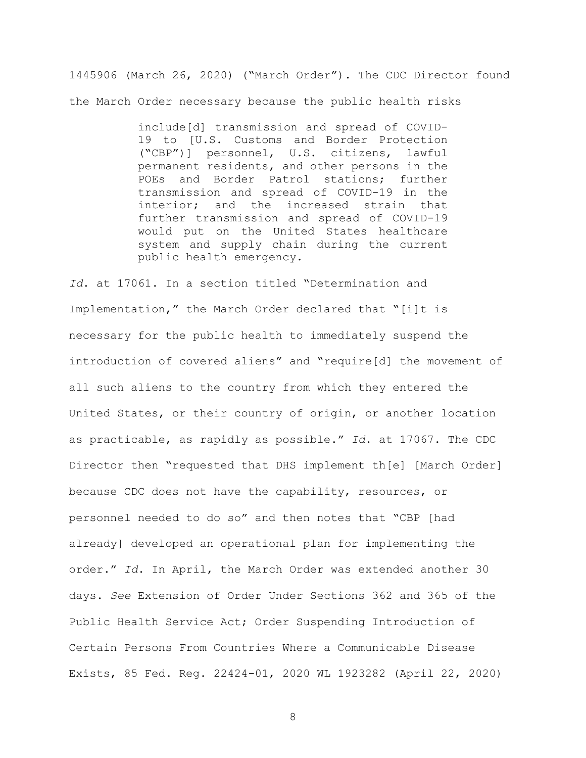1445906 (March 26, 2020) ("March Order"). The CDC Director found the March Order necessary because the public health risks

> include[d] transmission and spread of COVID-19 to [U.S. Customs and Border Protection ("CBP")] personnel, U.S. citizens, lawful permanent residents, and other persons in the POEs and Border Patrol stations; further transmission and spread of COVID-19 in the interior; and the increased strain that further transmission and spread of COVID-19 would put on the United States healthcare system and supply chain during the current public health emergency.

*Id.* at 17061. In a section titled "Determination and Implementation," the March Order declared that "[i]t is necessary for the public health to immediately suspend the introduction of covered aliens" and "require[d] the movement of all such aliens to the country from which they entered the United States, or their country of origin, or another location as practicable, as rapidly as possible." *Id.* at 17067. The CDC Director then "requested that DHS implement th[e] [March Order] because CDC does not have the capability, resources, or personnel needed to do so" and then notes that "CBP [had already] developed an operational plan for implementing the order." *Id.* In April, the March Order was extended another 30 days. *See* Extension of Order Under Sections 362 and 365 of the Public Health Service Act; Order Suspending Introduction of Certain Persons From Countries Where a Communicable Disease Exists, 85 Fed. Reg. 22424-01, 2020 WL 1923282 (April 22, 2020)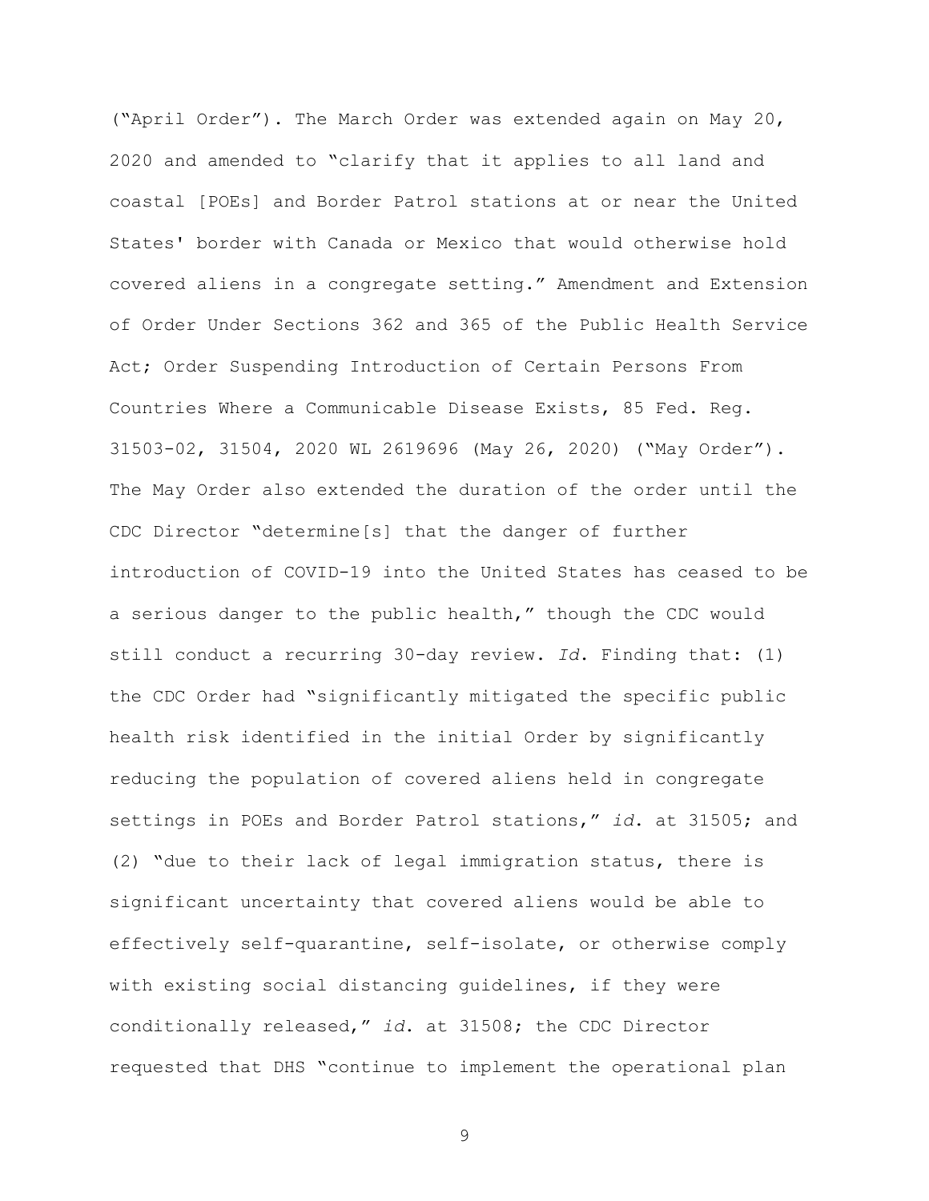("April Order"). The March Order was extended again on May 20, 2020 and amended to "clarify that it applies to all land and coastal [POEs] and Border Patrol stations at or near the United States' border with Canada or Mexico that would otherwise hold covered aliens in a congregate setting." Amendment and Extension of Order Under Sections 362 and 365 of the Public Health Service Act; Order Suspending Introduction of Certain Persons From Countries Where a Communicable Disease Exists, 85 Fed. Reg. 31503-02, 31504, 2020 WL 2619696 (May 26, 2020) ("May Order"). The May Order also extended the duration of the order until the CDC Director "determine[s] that the danger of further introduction of COVID-19 into the United States has ceased to be a serious danger to the public health," though the CDC would still conduct a recurring 30-day review. *Id*. Finding that: (1) the CDC Order had "significantly mitigated the specific public health risk identified in the initial Order by significantly reducing the population of covered aliens held in congregate settings in POEs and Border Patrol stations," *id*. at 31505; and (2) "due to their lack of legal immigration status, there is significant uncertainty that covered aliens would be able to effectively self-quarantine, self-isolate, or otherwise comply with existing social distancing guidelines, if they were conditionally released," *id*. at 31508; the CDC Director requested that DHS "continue to implement the operational plan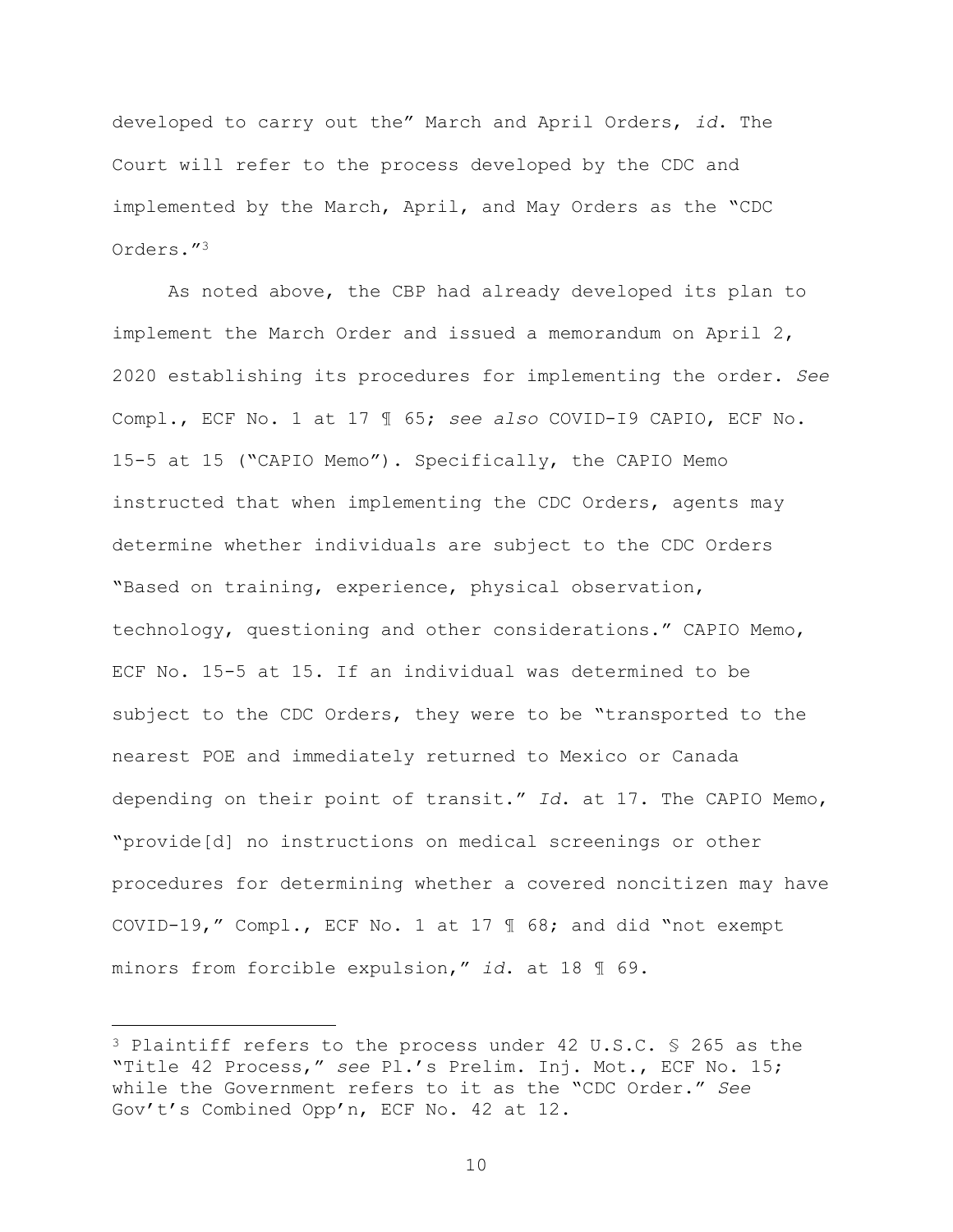developed to carry out the" March and April Orders, *id*. The Court will refer to the process developed by the CDC and implemented by the March, April, and May Orders as the "CDC Orders."[3]

As noted above, the CBP had already developed its plan to implement the March Order and issued a memorandum on April 2, 2020 establishing its procedures for implementing the order. *See* Compl., ECF No. 1 at 17 ¶ 65; *see also* COVID-I9 CAPIO, ECF No. 15-5 at 15 ("CAPIO Memo"). Specifically, the CAPIO Memo instructed that when implementing the CDC Orders, agents may determine whether individuals are subject to the CDC Orders "Based on training, experience, physical observation, technology, questioning and other considerations." CAPIO Memo, ECF No. 15-5 at 15. If an individual was determined to be subject to the CDC Orders, they were to be "transported to the nearest POE and immediately returned to Mexico or Canada depending on their point of transit." *Id*. at 17. The CAPIO Memo, "provide[d] no instructions on medical screenings or other procedures for determining whether a covered noncitizen may have COVID-19," Compl., ECF No. 1 at 17 ¶ 68; and did "not exempt minors from forcible expulsion," *id*. at 18 ¶ 69.

---

[3] Plaintiff refers to the process under 42 U.S.C. § 265 as the "Title 42 Process," *see* Pl.'s Prelim. Inj. Mot., ECF No. 15; while the Government refers to it as the "CDC Order." *See* Gov't's Combined Opp'n, ECF No. 42 at 12.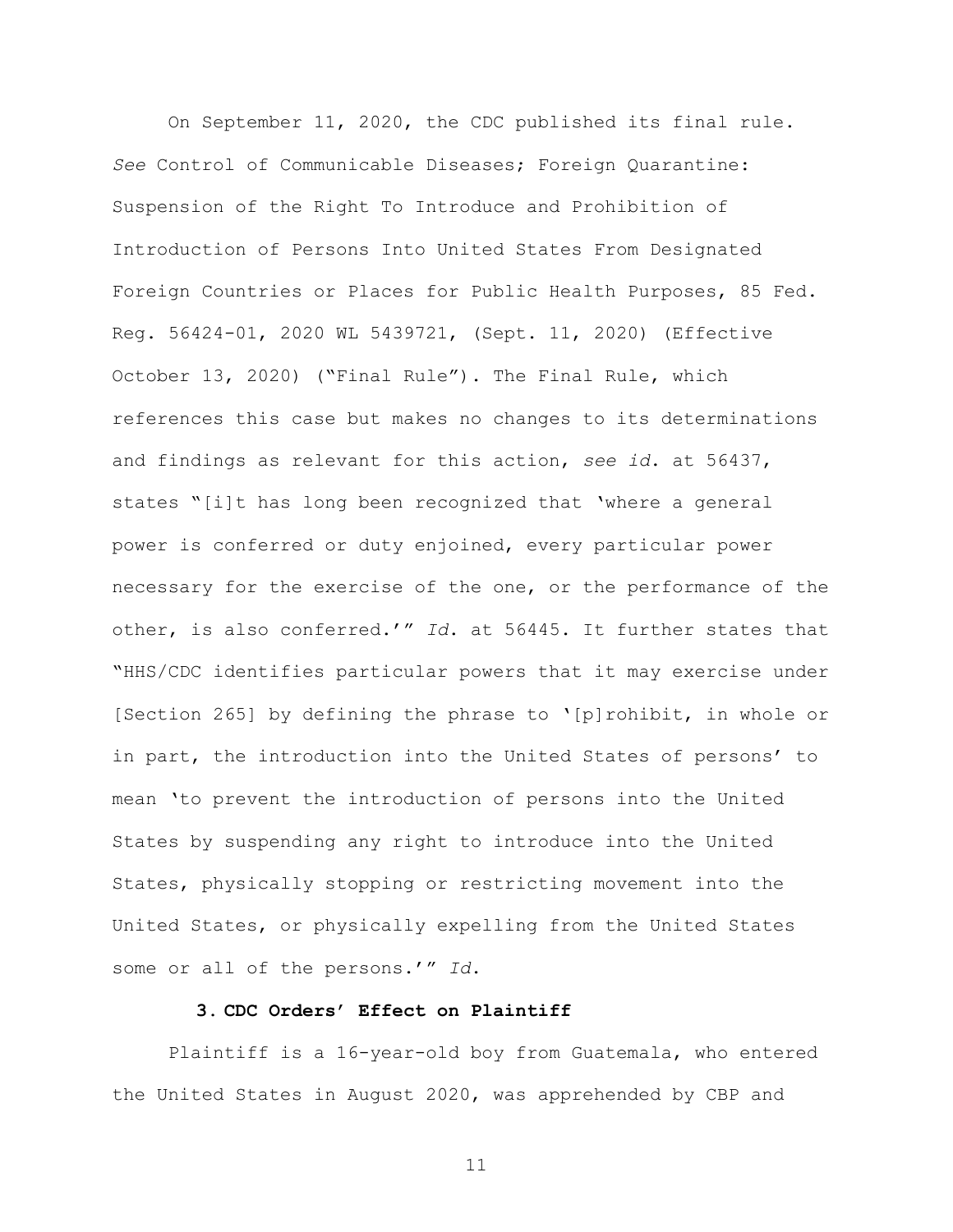On September 11, 2020, the CDC published its final rule. *See* Control of Communicable Diseases; Foreign Quarantine: Suspension of the Right To Introduce and Prohibition of Introduction of Persons Into United States From Designated Foreign Countries or Places for Public Health Purposes, 85 Fed. Reg. 56424-01, 2020 WL 5439721, (Sept. 11, 2020) (Effective October 13, 2020) ("Final Rule"). The Final Rule, which references this case but makes no changes to its determinations and findings as relevant for this action, *see id*. at 56437, states "[i]t has long been recognized that 'where a general power is conferred or duty enjoined, every particular power necessary for the exercise of the one, or the performance of the other, is also conferred.'" *Id*. at 56445. It further states that "HHS/CDC identifies particular powers that it may exercise under [Section 265] by defining the phrase to '[p]rohibit, in whole or in part, the introduction into the United States of persons' to mean 'to prevent the introduction of persons into the United States by suspending any right to introduce into the United States, physically stopping or restricting movement into the United States, or physically expelling from the United States some or all of the persons.'" *Id*.

### 3. CDC Orders' Effect on Plaintiff

Plaintiff is a 16-year-old boy from Guatemala, who entered the United States in August 2020, was apprehended by CBP and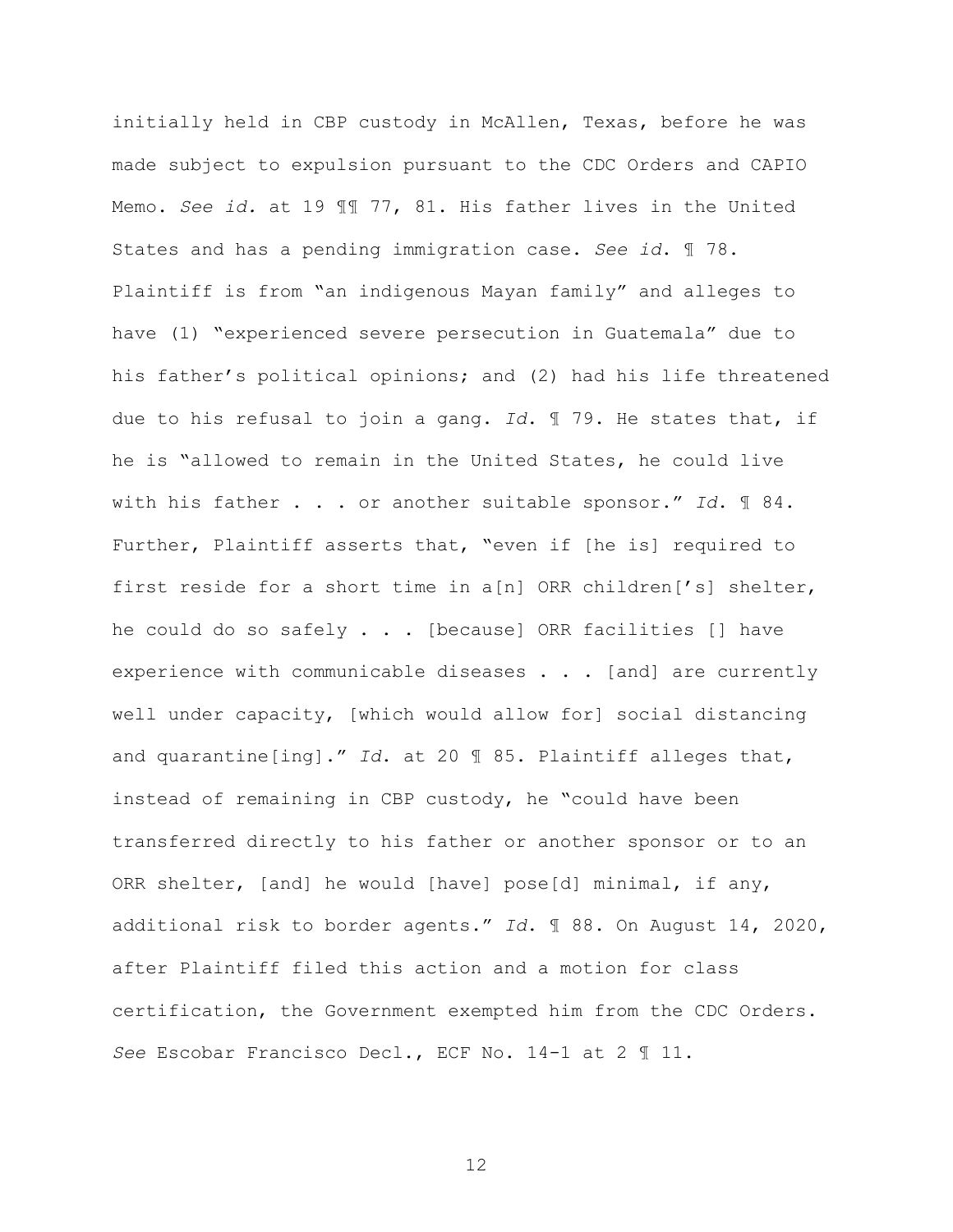initially held in CBP custody in McAllen, Texas, before he was made subject to expulsion pursuant to the CDC Orders and CAPIO Memo. *See id.* at 19 ¶¶ 77, 81. His father lives in the United States and has a pending immigration case. *See id.* ¶ 78. Plaintiff is from "an indigenous Mayan family" and alleges to have (1) "experienced severe persecution in Guatemala" due to his father's political opinions; and (2) had his life threatened due to his refusal to join a gang. *Id.* ¶ 79. He states that, if he is "allowed to remain in the United States, he could live with his father . . . or another suitable sponsor." *Id.* ¶ 84. Further, Plaintiff asserts that, "even if [he is] required to first reside for a short time in a[n] ORR children['s] shelter, he could do so safely . . . [because] ORR facilities [] have experience with communicable diseases . . . [and] are currently well under capacity, [which would allow for] social distancing and quarantine[ing]." *Id.* at 20 ¶ 85. Plaintiff alleges that, instead of remaining in CBP custody, he "could have been transferred directly to his father or another sponsor or to an ORR shelter, [and] he would [have] pose[d] minimal, if any, additional risk to border agents." *Id.* ¶ 88. On August 14, 2020, after Plaintiff filed this action and a motion for class certification, the Government exempted him from the CDC Orders. *See* Escobar Francisco Decl., ECF No. 14-1 at 2 ¶ 11.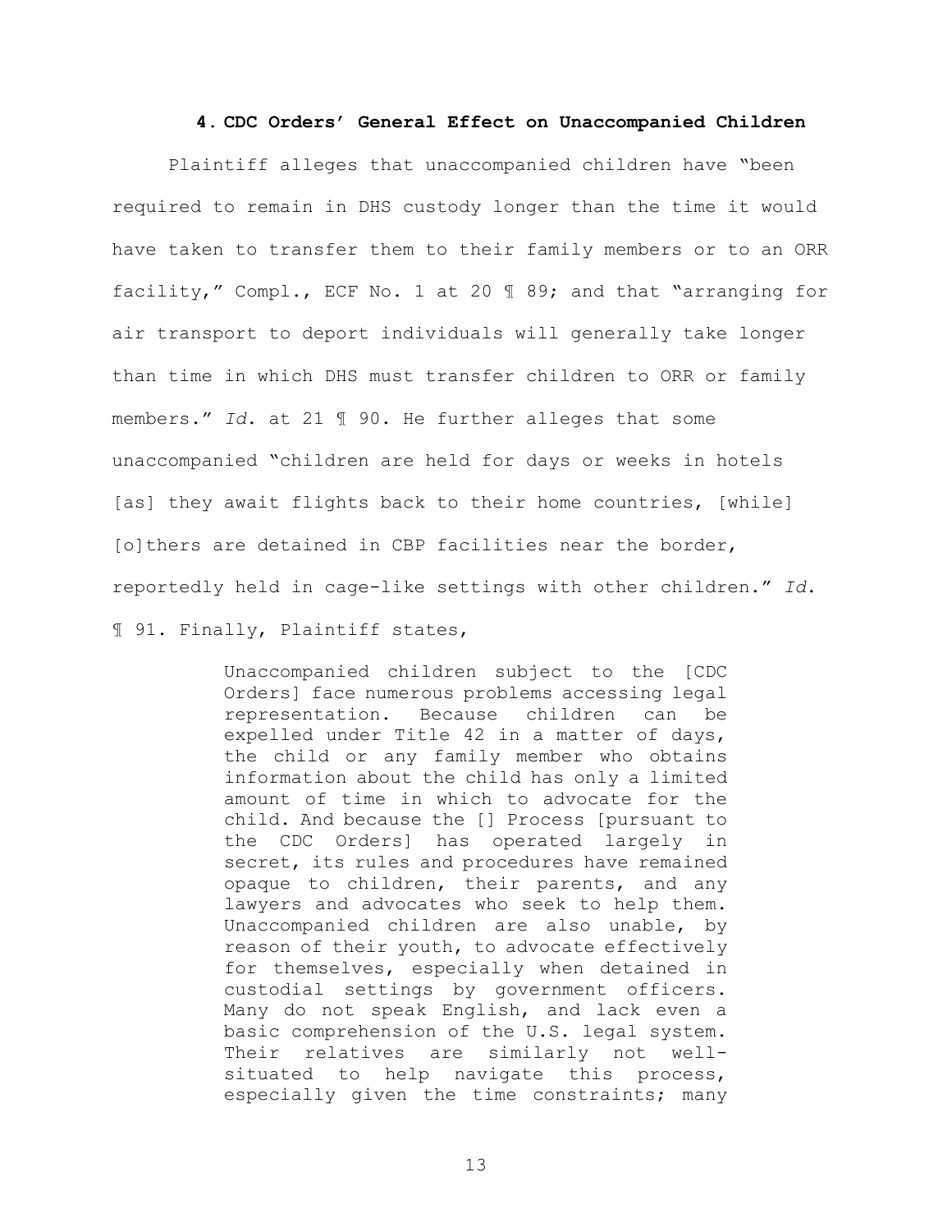#### 4. CDC Orders' General Effect on Unaccompanied Children

Plaintiff alleges that unaccompanied children have "been required to remain in DHS custody longer than the time it would have taken to transfer them to their family members or to an ORR facility," Compl., ECF No. 1 at 20 ¶ 89; and that "arranging for air transport to deport individuals will generally take longer than time in which DHS must transfer children to ORR or family members." *Id.* at 21 ¶ 90. He further alleges that some unaccompanied "children are held for days or weeks in hotels [as] they await flights back to their home countries, [while] [o]thers are detained in CBP facilities near the border, reportedly held in cage-like settings with other children." *Id.* ¶ 91. Finally, Plaintiff states,

> Unaccompanied children subject to the [CDC Orders] face numerous problems accessing legal representation. Because children can be expelled under Title 42 in a matter of days, the child or any family member who obtains information about the child has only a limited amount of time in which to advocate for the child. And because the [] Process [pursuant to the CDC Orders] has operated largely in secret, its rules and procedures have remained opaque to children, their parents, and any lawyers and advocates who seek to help them. Unaccompanied children are also unable, by reason of their youth, to advocate effectively for themselves, especially when detained in custodial settings by government officers. Many do not speak English, and lack even a basic comprehension of the U.S. legal system. Their relatives are similarly not well-situated to help navigate this process, especially given the time constraints; many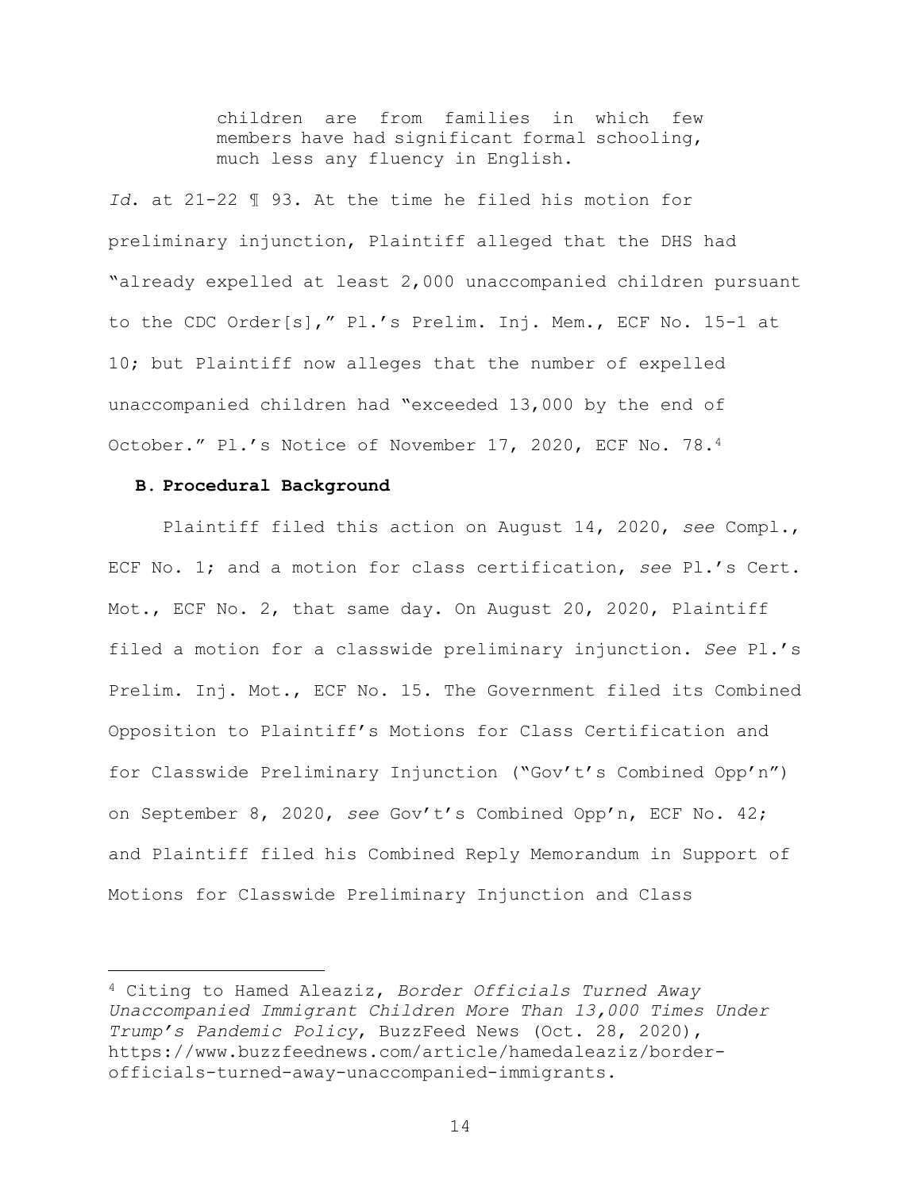> children are from families in which few members have had significant formal schooling, much less any fluency in English.

*Id*. at 21-22 ¶ 93. At the time he filed his motion for preliminary injunction, Plaintiff alleged that the DHS had "already expelled at least 2,000 unaccompanied children pursuant to the CDC Order[s]," Pl.'s Prelim. Inj. Mem., ECF No. 15-1 at 10; but Plaintiff now alleges that the number of expelled unaccompanied children had "exceeded 13,000 by the end of October." Pl.'s Notice of November 17, 2020, ECF No. 78.[4]

### B. Procedural Background

Plaintiff filed this action on August 14, 2020, *see* Compl., ECF No. 1; and a motion for class certification, *see* Pl.'s Cert. Mot., ECF No. 2, that same day. On August 20, 2020, Plaintiff filed a motion for a classwide preliminary injunction. *See* Pl.'s Prelim. Inj. Mot., ECF No. 15. The Government filed its Combined Opposition to Plaintiff's Motions for Class Certification and for Classwide Preliminary Injunction ("Gov't's Combined Opp'n") on September 8, 2020, *see* Gov't's Combined Opp'n, ECF No. 42; and Plaintiff filed his Combined Reply Memorandum in Support of Motions for Classwide Preliminary Injunction and Class

---

[4] Citing to Hamed Aleaziz, *Border Officials Turned Away Unaccompanied Immigrant Children More Than 13,000 Times Under Trump's Pandemic Policy*, BuzzFeed News (Oct. 28, 2020), https://www.buzzfeednews.com/article/hamedaleaziz/border-officials-turned-away-unaccompanied-immigrants.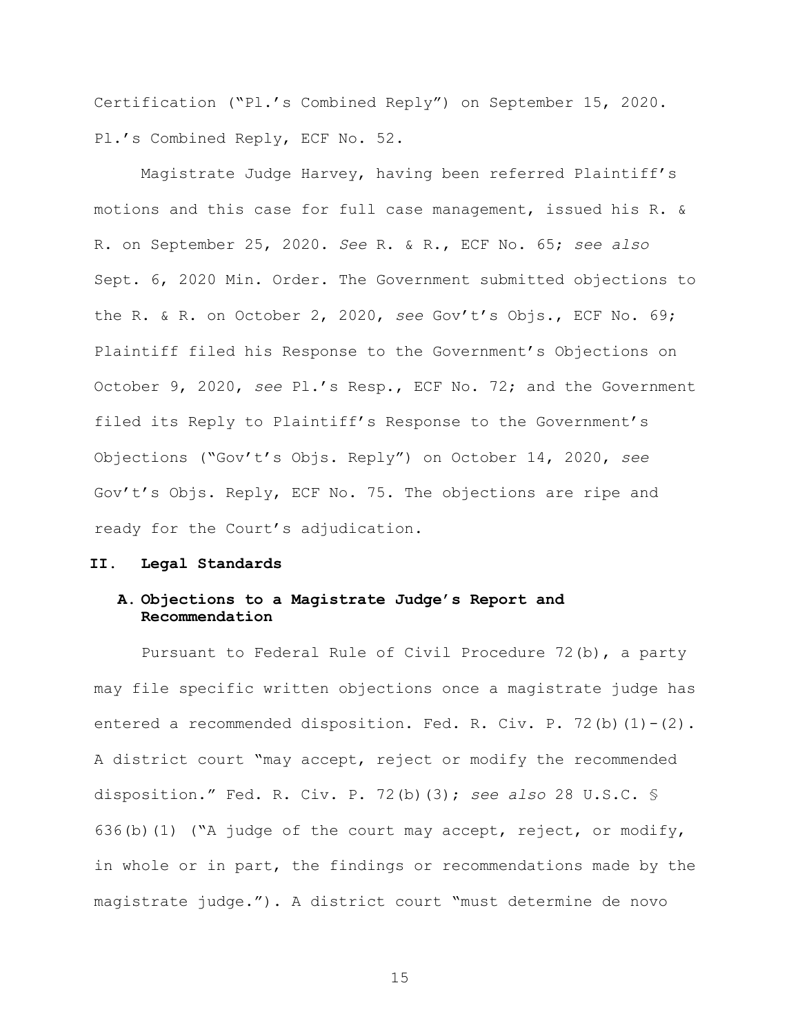Certification ("Pl.'s Combined Reply") on September 15, 2020. Pl.'s Combined Reply, ECF No. 52.

Magistrate Judge Harvey, having been referred Plaintiff's motions and this case for full case management, issued his R. & R. on September 25, 2020. *See* R. & R., ECF No. 65; *see also* Sept. 6, 2020 Min. Order. The Government submitted objections to the R. & R. on October 2, 2020, *see* Gov't's Objs., ECF No. 69; Plaintiff filed his Response to the Government's Objections on October 9, 2020, *see* Pl.'s Resp., ECF No. 72; and the Government filed its Reply to Plaintiff's Response to the Government's Objections ("Gov't's Objs. Reply") on October 14, 2020, *see* Gov't's Objs. Reply, ECF No. 75. The objections are ripe and ready for the Court's adjudication.

## II. Legal Standards

### A. Objections to a Magistrate Judge's Report and Recommendation

Pursuant to Federal Rule of Civil Procedure 72(b), a party may file specific written objections once a magistrate judge has entered a recommended disposition. Fed. R. Civ. P. 72(b)(1)-(2). A district court "may accept, reject or modify the recommended disposition." Fed. R. Civ. P. 72(b)(3); *see also* 28 U.S.C. § 636(b)(1) ("A judge of the court may accept, reject, or modify, in whole or in part, the findings or recommendations made by the magistrate judge."). A district court "must determine de novo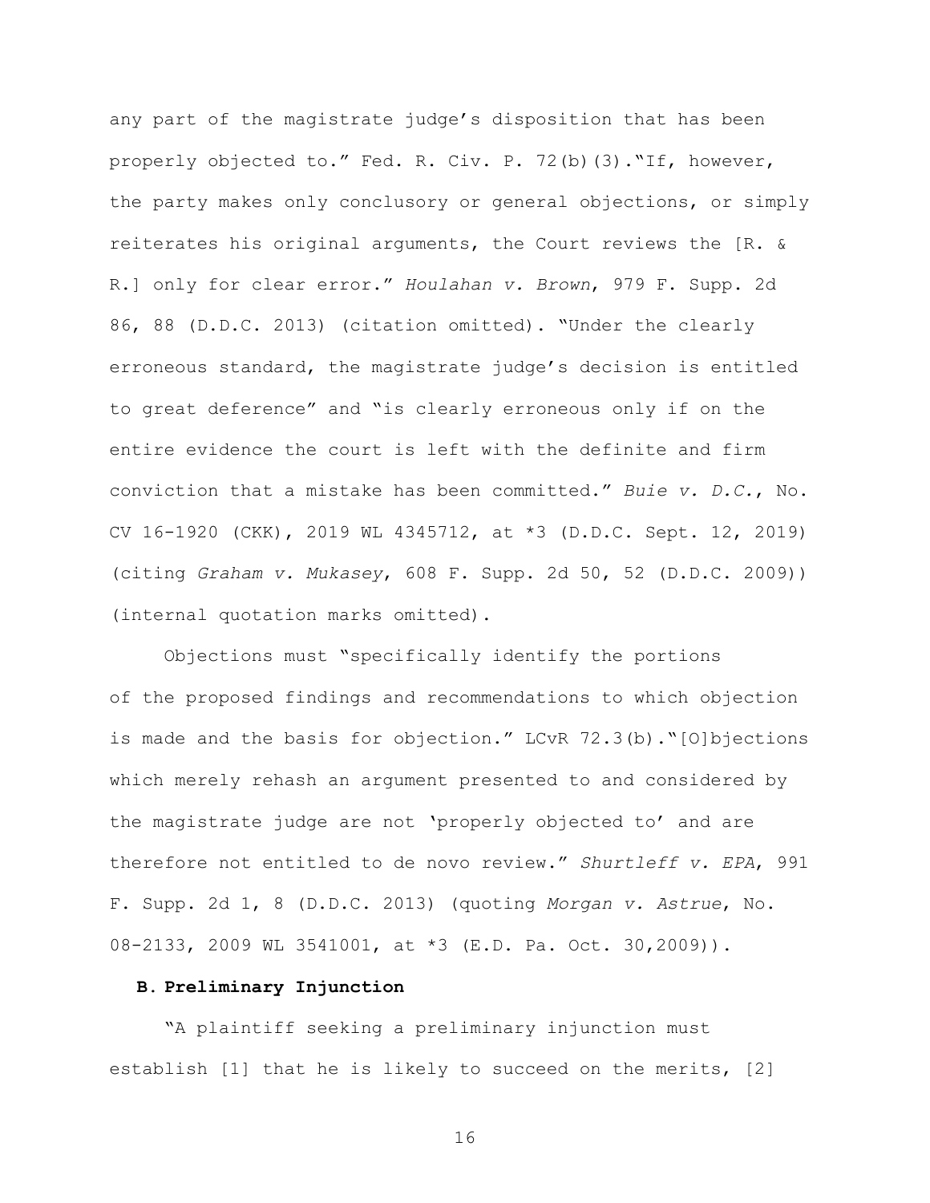any part of the magistrate judge's disposition that has been properly objected to." Fed. R. Civ. P. 72(b)(3)."If, however, the party makes only conclusory or general objections, or simply reiterates his original arguments, the Court reviews the [R. & R.] only for clear error." *Houlahan v. Brown*, 979 F. Supp. 2d 86, 88 (D.D.C. 2013) (citation omitted). "Under the clearly erroneous standard, the magistrate judge's decision is entitled to great deference" and "is clearly erroneous only if on the entire evidence the court is left with the definite and firm conviction that a mistake has been committed." *Buie v. D.C.*, No. CV 16-1920 (CKK), 2019 WL 4345712, at *3 (D.D.C. Sept. 12, 2019) (citing *Graham v. Mukasey*, 608 F. Supp. 2d 50, 52 (D.D.C. 2009)) (internal quotation marks omitted).

Objections must "specifically identify the portions of the proposed findings and recommendations to which objection is made and the basis for objection." LCvR 72.3(b)."[O]bjections which merely rehash an argument presented to and considered by the magistrate judge are not 'properly objected to' and are therefore not entitled to de novo review." *Shurtleff v. EPA*, 991 F. Supp. 2d 1, 8 (D.D.C. 2013) (quoting *Morgan v. Astrue*, No. 08-2133, 2009 WL 3541001, at *3 (E.D. Pa. Oct. 30,2009)).

### B. Preliminary Injunction

"A plaintiff seeking a preliminary injunction must establish [1] that he is likely to succeed on the merits, [2]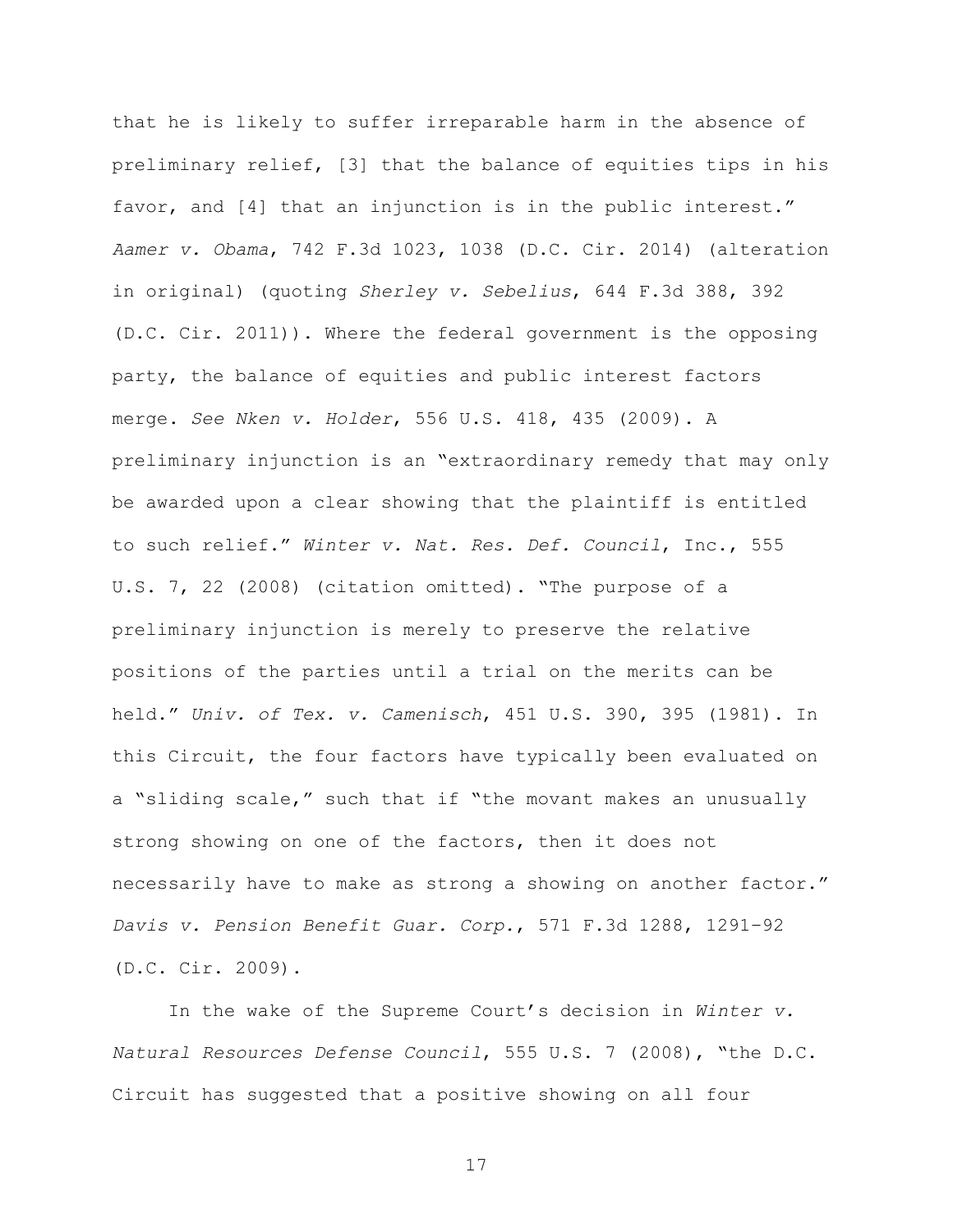that he is likely to suffer irreparable harm in the absence of preliminary relief, [3] that the balance of equities tips in his favor, and [4] that an injunction is in the public interest." *Aamer v. Obama*, 742 F.3d 1023, 1038 (D.C. Cir. 2014) (alteration in original) (quoting *Sherley v. Sebelius*, 644 F.3d 388, 392 (D.C. Cir. 2011)). Where the federal government is the opposing party, the balance of equities and public interest factors merge. *See Nken v. Holder*, 556 U.S. 418, 435 (2009). A preliminary injunction is an "extraordinary remedy that may only be awarded upon a clear showing that the plaintiff is entitled to such relief." *Winter v. Nat. Res. Def. Council*, Inc., 555 U.S. 7, 22 (2008) (citation omitted). "The purpose of a preliminary injunction is merely to preserve the relative positions of the parties until a trial on the merits can be held." *Univ. of Tex. v. Camenisch*, 451 U.S. 390, 395 (1981). In this Circuit, the four factors have typically been evaluated on a "sliding scale," such that if "the movant makes an unusually strong showing on one of the factors, then it does not necessarily have to make as strong a showing on another factor." *Davis v. Pension Benefit Guar. Corp.*, 571 F.3d 1288, 1291–92 (D.C. Cir. 2009).

In the wake of the Supreme Court's decision in *Winter v. Natural Resources Defense Council*, 555 U.S. 7 (2008), "the D.C. Circuit has suggested that a positive showing on all four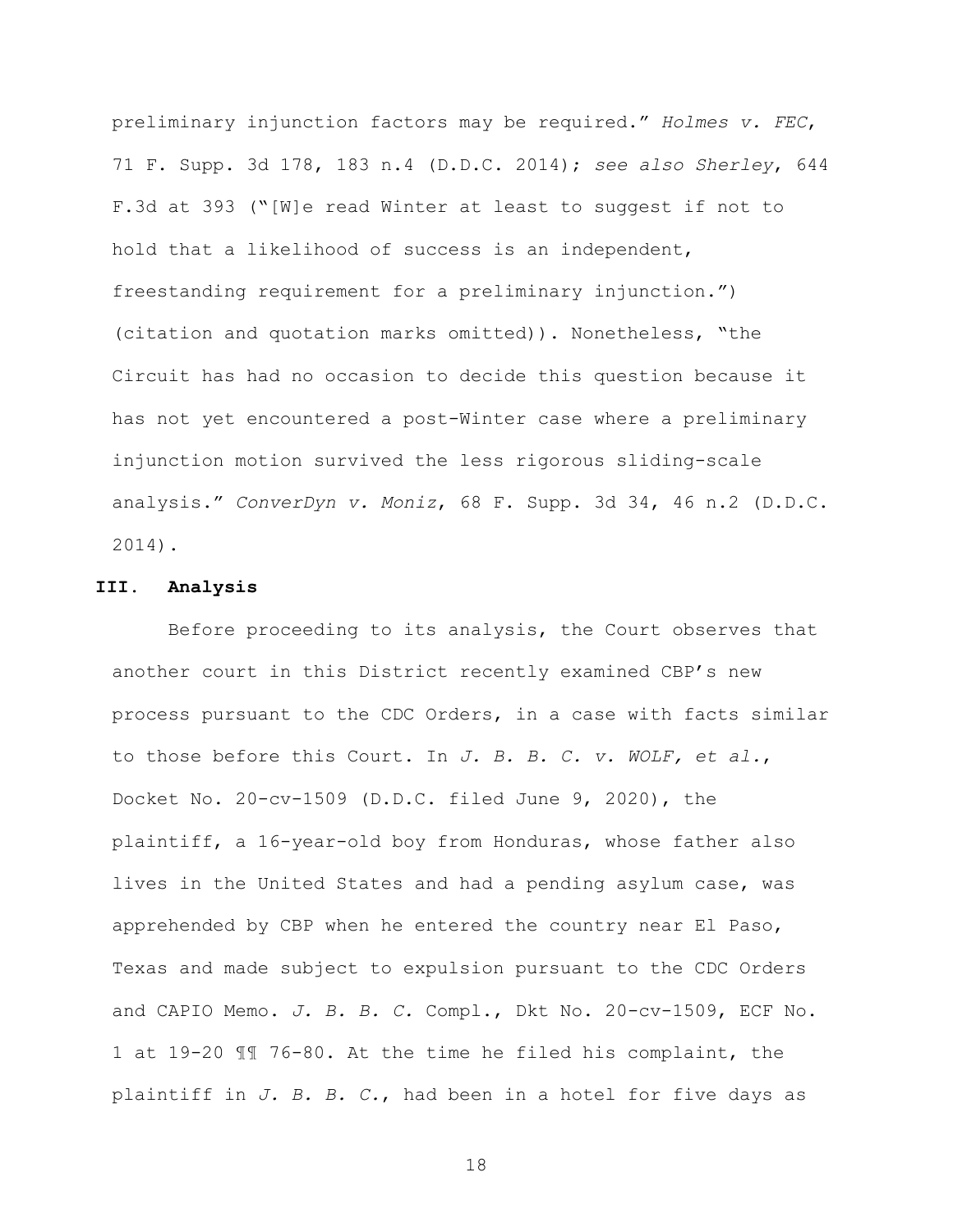preliminary injunction factors may be required." *Holmes v. FEC*, 71 F. Supp. 3d 178, 183 n.4 (D.D.C. 2014); *see also Sherley*, 644 F.3d at 393 ("[W]e read Winter at least to suggest if not to hold that a likelihood of success is an independent, freestanding requirement for a preliminary injunction.") (citation and quotation marks omitted)). Nonetheless, "the Circuit has had no occasion to decide this question because it has not yet encountered a post-Winter case where a preliminary injunction motion survived the less rigorous sliding-scale analysis." *ConverDyn v. Moniz*, 68 F. Supp. 3d 34, 46 n.2 (D.D.C. 2014).

## III. Analysis

Before proceeding to its analysis, the Court observes that another court in this District recently examined CBP's new process pursuant to the CDC Orders, in a case with facts similar to those before this Court. In *J. B. B. C. v. WOLF, et al.*, Docket No. 20-cv-1509 (D.D.C. filed June 9, 2020), the plaintiff, a 16-year-old boy from Honduras, whose father also lives in the United States and had a pending asylum case, was apprehended by CBP when he entered the country near El Paso, Texas and made subject to expulsion pursuant to the CDC Orders and CAPIO Memo. *J. B. B. C.* Compl., Dkt No. 20-cv-1509, ECF No. 1 at 19-20 ¶¶ 76-80. At the time he filed his complaint, the plaintiff in *J. B. B. C.*, had been in a hotel for five days as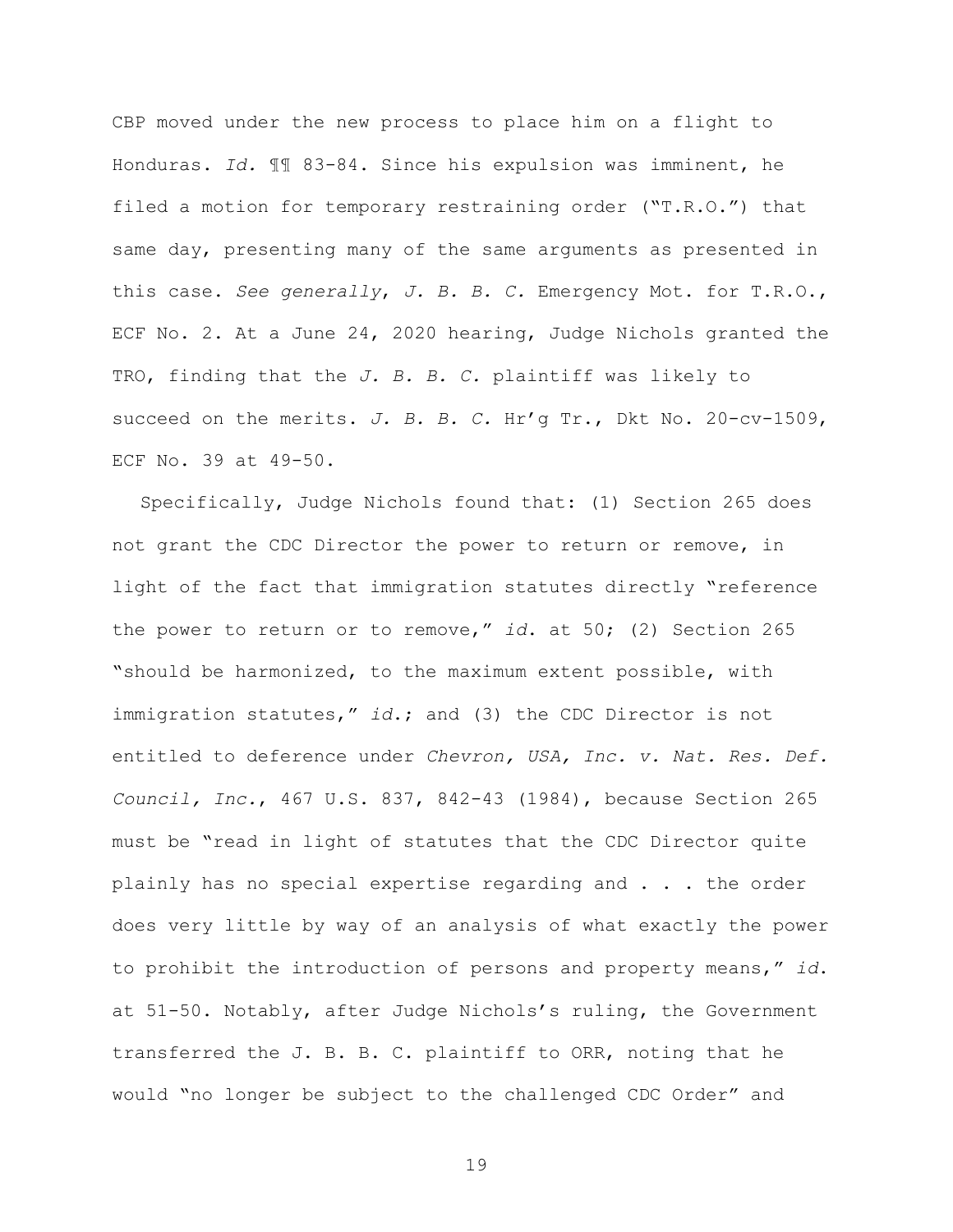CBP moved under the new process to place him on a flight to Honduras. *Id.* ¶¶ 83-84. Since his expulsion was imminent, he filed a motion for temporary restraining order ("T.R.O.") that same day, presenting many of the same arguments as presented in this case. *See generally*, *J. B. B. C.* Emergency Mot. for T.R.O., ECF No. 2. At a June 24, 2020 hearing, Judge Nichols granted the TRO, finding that the *J. B. B. C.* plaintiff was likely to succeed on the merits. *J. B. B. C.* Hr'g Tr., Dkt No. 20-cv-1509, ECF No. 39 at 49-50.

Specifically, Judge Nichols found that: (1) Section 265 does not grant the CDC Director the power to return or remove, in light of the fact that immigration statutes directly "reference the power to return or to remove," *id.* at 50; (2) Section 265 "should be harmonized, to the maximum extent possible, with immigration statutes," *id.*; and (3) the CDC Director is not entitled to deference under *Chevron, USA, Inc. v. Nat. Res. Def. Council, Inc.*, 467 U.S. 837, 842-43 (1984), because Section 265 must be "read in light of statutes that the CDC Director quite plainly has no special expertise regarding and . . . the order does very little by way of an analysis of what exactly the power to prohibit the introduction of persons and property means," *id.* at 51-50. Notably, after Judge Nichols's ruling, the Government transferred the J. B. B. C. plaintiff to ORR, noting that he would "no longer be subject to the challenged CDC Order" and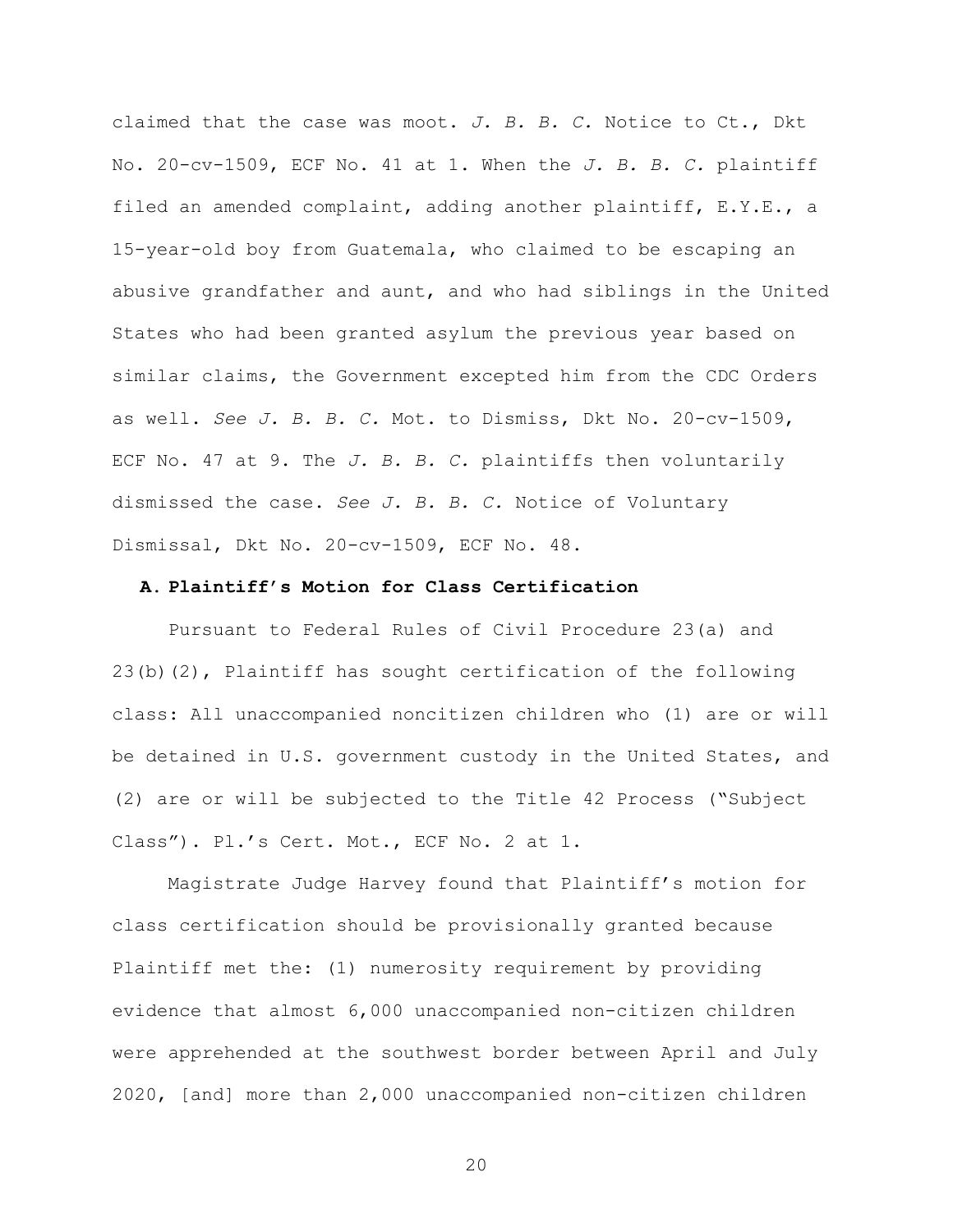claimed that the case was moot. *J. B. B. C.* Notice to Ct., Dkt No. 20-cv-1509, ECF No. 41 at 1. When the *J. B. B. C.* plaintiff filed an amended complaint, adding another plaintiff, E.Y.E., a 15-year-old boy from Guatemala, who claimed to be escaping an abusive grandfather and aunt, and who had siblings in the United States who had been granted asylum the previous year based on similar claims, the Government excepted him from the CDC Orders as well. *See J. B. B. C.* Mot. to Dismiss, Dkt No. 20-cv-1509, ECF No. 47 at 9. The *J. B. B. C.* plaintiffs then voluntarily dismissed the case. *See J. B. B. C.* Notice of Voluntary Dismissal, Dkt No. 20-cv-1509, ECF No. 48.

### A. Plaintiff's Motion for Class Certification

Pursuant to Federal Rules of Civil Procedure 23(a) and 23(b)(2), Plaintiff has sought certification of the following class: All unaccompanied noncitizen children who (1) are or will be detained in U.S. government custody in the United States, and (2) are or will be subjected to the Title 42 Process ("Subject Class"). Pl.'s Cert. Mot., ECF No. 2 at 1.

Magistrate Judge Harvey found that Plaintiff's motion for class certification should be provisionally granted because Plaintiff met the: (1) numerosity requirement by providing evidence that almost 6,000 unaccompanied non-citizen children were apprehended at the southwest border between April and July 2020, [and] more than 2,000 unaccompanied non-citizen children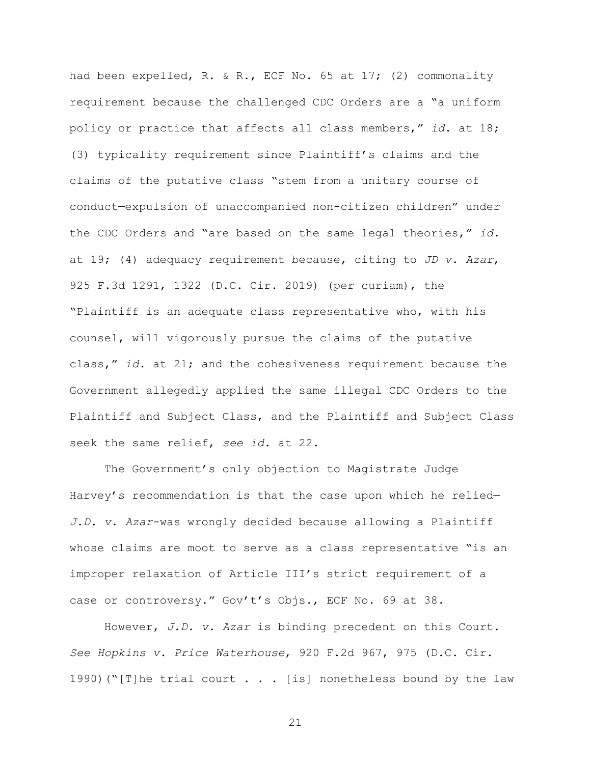had been expelled, R. & R., ECF No. 65 at 17; (2) commonality requirement because the challenged CDC Orders are a "a uniform policy or practice that affects all class members," *id.* at 18; (3) typicality requirement since Plaintiff's claims and the claims of the putative class "stem from a unitary course of conduct—expulsion of unaccompanied non-citizen children" under the CDC Orders and "are based on the same legal theories," *id.* at 19; (4) adequacy requirement because, citing to *JD v. Azar*, 925 F.3d 1291, 1322 (D.C. Cir. 2019) (per curiam), the "Plaintiff is an adequate class representative who, with his counsel, will vigorously pursue the claims of the putative class," *id.* at 21; and the cohesiveness requirement because the Government allegedly applied the same illegal CDC Orders to the Plaintiff and Subject Class, and the Plaintiff and Subject Class seek the same relief, *see id.* at 22.

The Government's only objection to Magistrate Judge Harvey's recommendation is that the case upon which he relied—*J.D. v. Azar*–was wrongly decided because allowing a Plaintiff whose claims are moot to serve as a class representative "is an improper relaxation of Article III's strict requirement of a case or controversy." Gov't's Objs., ECF No. 69 at 38.

However, *J.D. v. Azar* is binding precedent on this Court. *See Hopkins v. Price Waterhouse*, 920 F.2d 967, 975 (D.C. Cir. 1990)("[T]he trial court . . . [is] nonetheless bound by the law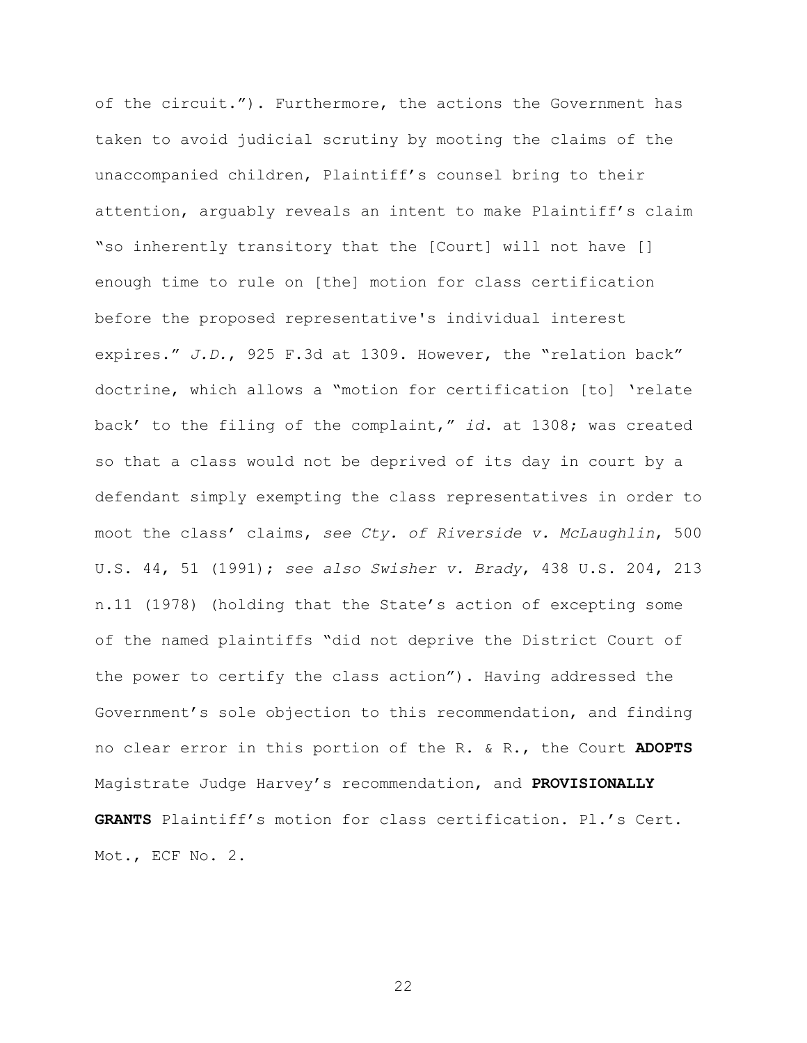of the circuit."). Furthermore, the actions the Government has taken to avoid judicial scrutiny by mooting the claims of the unaccompanied children, Plaintiff's counsel bring to their attention, arguably reveals an intent to make Plaintiff's claim "so inherently transitory that the [Court] will not have [] enough time to rule on [the] motion for class certification before the proposed representative's individual interest expires." *J.D.*, 925 F.3d at 1309. However, the "relation back" doctrine, which allows a "motion for certification [to] 'relate back' to the filing of the complaint," *id.* at 1308; was created so that a class would not be deprived of its day in court by a defendant simply exempting the class representatives in order to moot the class' claims, *see Cty. of Riverside v. McLaughlin*, 500 U.S. 44, 51 (1991); *see also Swisher v. Brady*, 438 U.S. 204, 213 n.11 (1978) (holding that the State's action of excepting some of the named plaintiffs "did not deprive the District Court of the power to certify the class action"). Having addressed the Government's sole objection to this recommendation, and finding no clear error in this portion of the R. & R., the Court **ADOPTS** Magistrate Judge Harvey's recommendation, and **PROVISIONALLY GRANTS** Plaintiff's motion for class certification. Pl.'s Cert. Mot., ECF No. 2.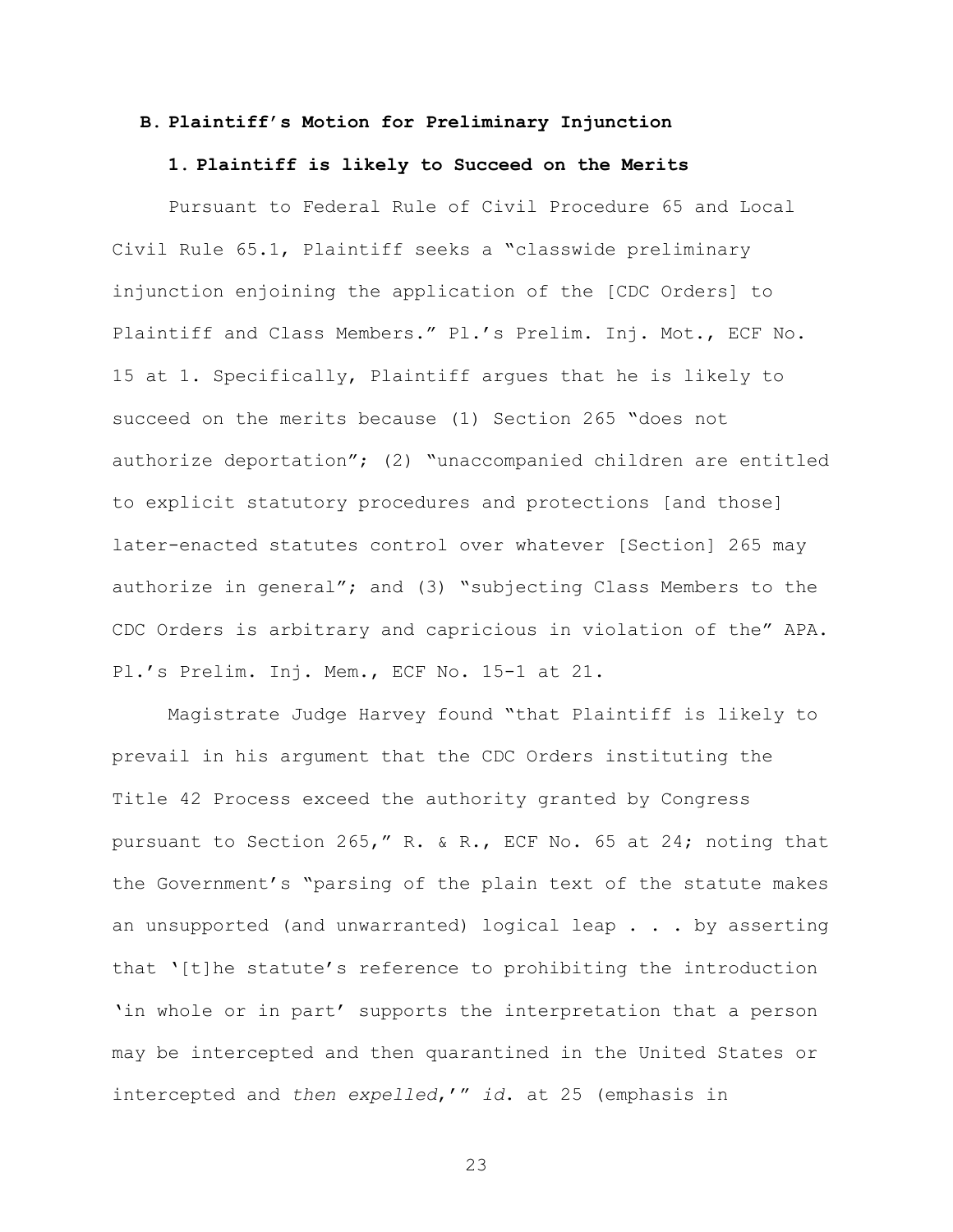### B. Plaintiff's Motion for Preliminary Injunction

#### 1. Plaintiff is likely to Succeed on the Merits

Pursuant to Federal Rule of Civil Procedure 65 and Local Civil Rule 65.1, Plaintiff seeks a "classwide preliminary injunction enjoining the application of the [CDC Orders] to Plaintiff and Class Members." Pl.'s Prelim. Inj. Mot., ECF No. 15 at 1. Specifically, Plaintiff argues that he is likely to succeed on the merits because (1) Section 265 "does not authorize deportation"; (2) "unaccompanied children are entitled to explicit statutory procedures and protections [and those] later-enacted statutes control over whatever [Section] 265 may authorize in general"; and (3) "subjecting Class Members to the CDC Orders is arbitrary and capricious in violation of the" APA. Pl.'s Prelim. Inj. Mem., ECF No. 15-1 at 21.

Magistrate Judge Harvey found "that Plaintiff is likely to prevail in his argument that the CDC Orders instituting the Title 42 Process exceed the authority granted by Congress pursuant to Section 265," R. & R., ECF No. 65 at 24; noting that the Government's "parsing of the plain text of the statute makes an unsupported (and unwarranted) logical leap . . . by asserting that '[t]he statute's reference to prohibiting the introduction 'in whole or in part' supports the interpretation that a person may be intercepted and then quarantined in the United States or intercepted and *then expelled*,'" *id.* at 25 (emphasis in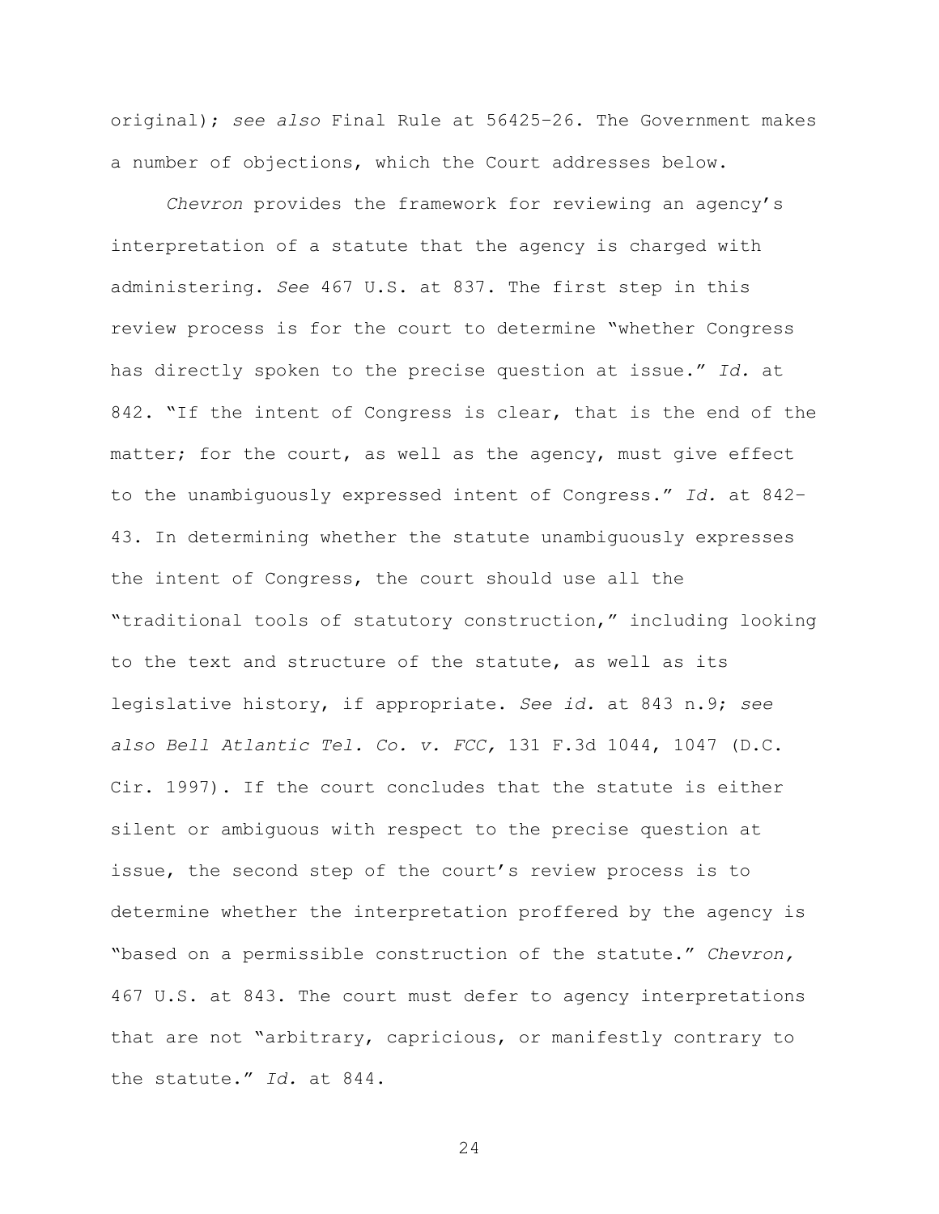original); *see also* Final Rule at 56425–26. The Government makes a number of objections, which the Court addresses below.

*Chevron* provides the framework for reviewing an agency's interpretation of a statute that the agency is charged with administering. *See* 467 U.S. at 837. The first step in this review process is for the court to determine "whether Congress has directly spoken to the precise question at issue." *Id.* at 842. "If the intent of Congress is clear, that is the end of the matter; for the court, as well as the agency, must give effect to the unambiguously expressed intent of Congress." *Id.* at 842–43. In determining whether the statute unambiguously expresses the intent of Congress, the court should use all the "traditional tools of statutory construction," including looking to the text and structure of the statute, as well as its legislative history, if appropriate. *See id.* at 843 n.9; *see also Bell Atlantic Tel. Co. v. FCC,* 131 F.3d 1044, 1047 (D.C. Cir. 1997). If the court concludes that the statute is either silent or ambiguous with respect to the precise question at issue, the second step of the court's review process is to determine whether the interpretation proffered by the agency is "based on a permissible construction of the statute." *Chevron,* 467 U.S. at 843. The court must defer to agency interpretations that are not "arbitrary, capricious, or manifestly contrary to the statute." *Id.* at 844.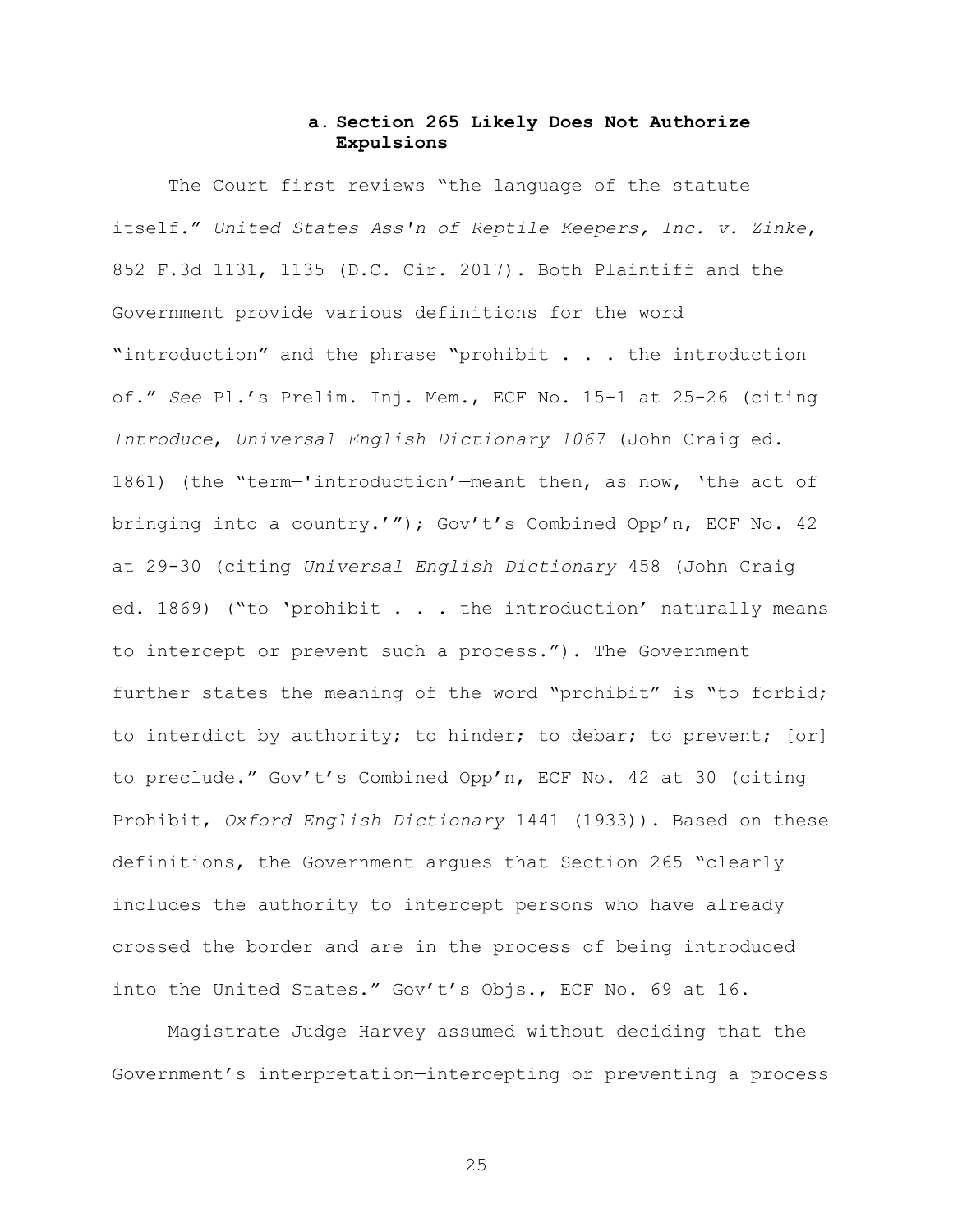#### a. Section 265 Likely Does Not Authorize Expulsions

The Court first reviews "the language of the statute itself." *United States Ass'n of Reptile Keepers, Inc. v. Zinke*, 852 F.3d 1131, 1135 (D.C. Cir. 2017). Both Plaintiff and the Government provide various definitions for the word "introduction" and the phrase "prohibit . . . the introduction of." *See* Pl.'s Prelim. Inj. Mem., ECF No. 15-1 at 25-26 (citing *Introduce*, *Universal English Dictionary 1067* (John Craig ed. 1861) (the "term—'introduction'—meant then, as now, 'the act of bringing into a country.'"); Gov't's Combined Opp'n, ECF No. 42 at 29-30 (citing *Universal English Dictionary* 458 (John Craig ed. 1869) ("to 'prohibit . . . the introduction' naturally means to intercept or prevent such a process."). The Government further states the meaning of the word "prohibit" is "to forbid; to interdict by authority; to hinder; to debar; to prevent; [or] to preclude." Gov't's Combined Opp'n, ECF No. 42 at 30 (citing Prohibit, *Oxford English Dictionary* 1441 (1933)). Based on these definitions, the Government argues that Section 265 "clearly includes the authority to intercept persons who have already crossed the border and are in the process of being introduced into the United States." Gov't's Objs., ECF No. 69 at 16.

Magistrate Judge Harvey assumed without deciding that the Government's interpretation—intercepting or preventing a process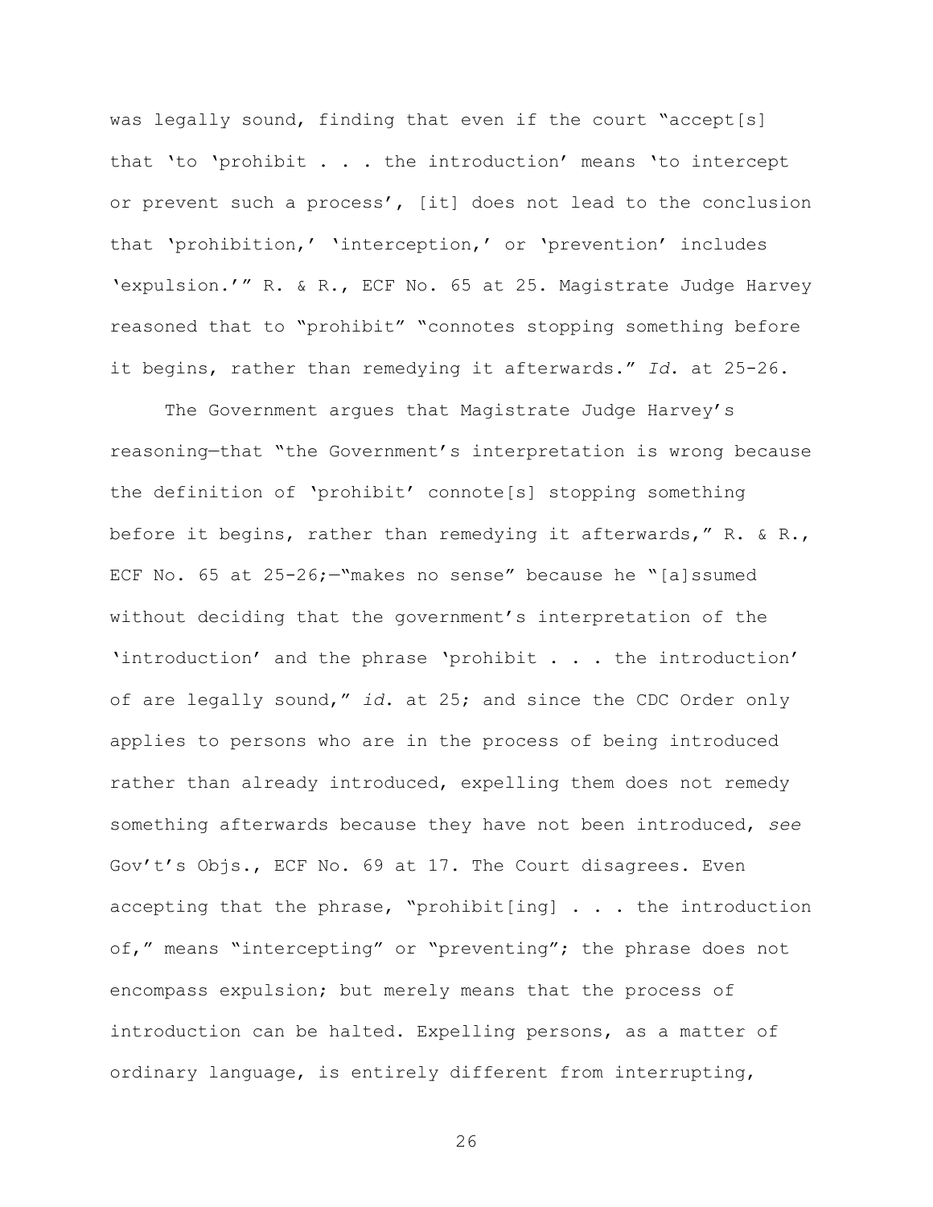was legally sound, finding that even if the court "accept[s] that 'to 'prohibit . . . the introduction' means 'to intercept or prevent such a process', [it] does not lead to the conclusion that 'prohibition,' 'interception,' or 'prevention' includes 'expulsion.'" R. & R., ECF No. 65 at 25. Magistrate Judge Harvey reasoned that to "prohibit" "connotes stopping something before it begins, rather than remedying it afterwards." *Id.* at 25-26.

The Government argues that Magistrate Judge Harvey's reasoning—that "the Government's interpretation is wrong because the definition of 'prohibit' connote[s] stopping something before it begins, rather than remedying it afterwards," R. & R., ECF No. 65 at 25-26;—"makes no sense" because he "[a]ssumed without deciding that the government's interpretation of the 'introduction' and the phrase 'prohibit . . . the introduction' of are legally sound," *id.* at 25; and since the CDC Order only applies to persons who are in the process of being introduced rather than already introduced, expelling them does not remedy something afterwards because they have not been introduced, *see* Gov't's Objs., ECF No. 69 at 17. The Court disagrees. Even accepting that the phrase, "prohibit[ing] . . . the introduction of," means "intercepting" or "preventing"; the phrase does not encompass expulsion; but merely means that the process of introduction can be halted. Expelling persons, as a matter of ordinary language, is entirely different from interrupting,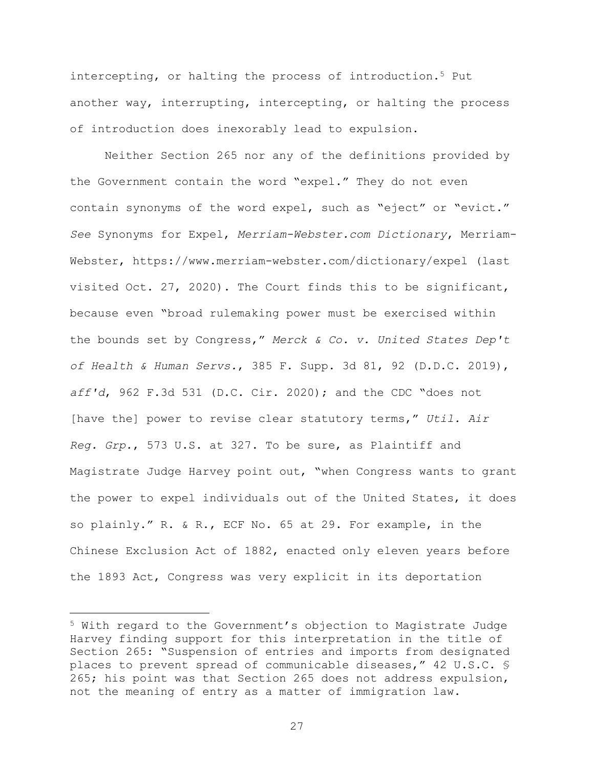intercepting, or halting the process of introduction.[5] Put another way, interrupting, intercepting, or halting the process of introduction does inexorably lead to expulsion.

Neither Section 265 nor any of the definitions provided by the Government contain the word "expel." They do not even contain synonyms of the word expel, such as "eject" or "evict." *See* Synonyms for Expel, *Merriam-Webster.com Dictionary*, Merriam-Webster, https://www.merriam-webster.com/dictionary/expel (last visited Oct. 27, 2020). The Court finds this to be significant, because even "broad rulemaking power must be exercised within the bounds set by Congress," *Merck & Co. v. United States Dep't of Health & Human Servs.*, 385 F. Supp. 3d 81, 92 (D.D.C. 2019), *aff'd*, 962 F.3d 531 (D.C. Cir. 2020); and the CDC "does not [have the] power to revise clear statutory terms," *Util. Air Reg. Grp.*, 573 U.S. at 327. To be sure, as Plaintiff and Magistrate Judge Harvey point out, "when Congress wants to grant the power to expel individuals out of the United States, it does so plainly." R. & R., ECF No. 65 at 29. For example, in the Chinese Exclusion Act of 1882, enacted only eleven years before the 1893 Act, Congress was very explicit in its deportation

---

[5] With regard to the Government's objection to Magistrate Judge Harvey finding support for this interpretation in the title of Section 265: "Suspension of entries and imports from designated places to prevent spread of communicable diseases," 42 U.S.C. § 265; his point was that Section 265 does not address expulsion, not the meaning of entry as a matter of immigration law.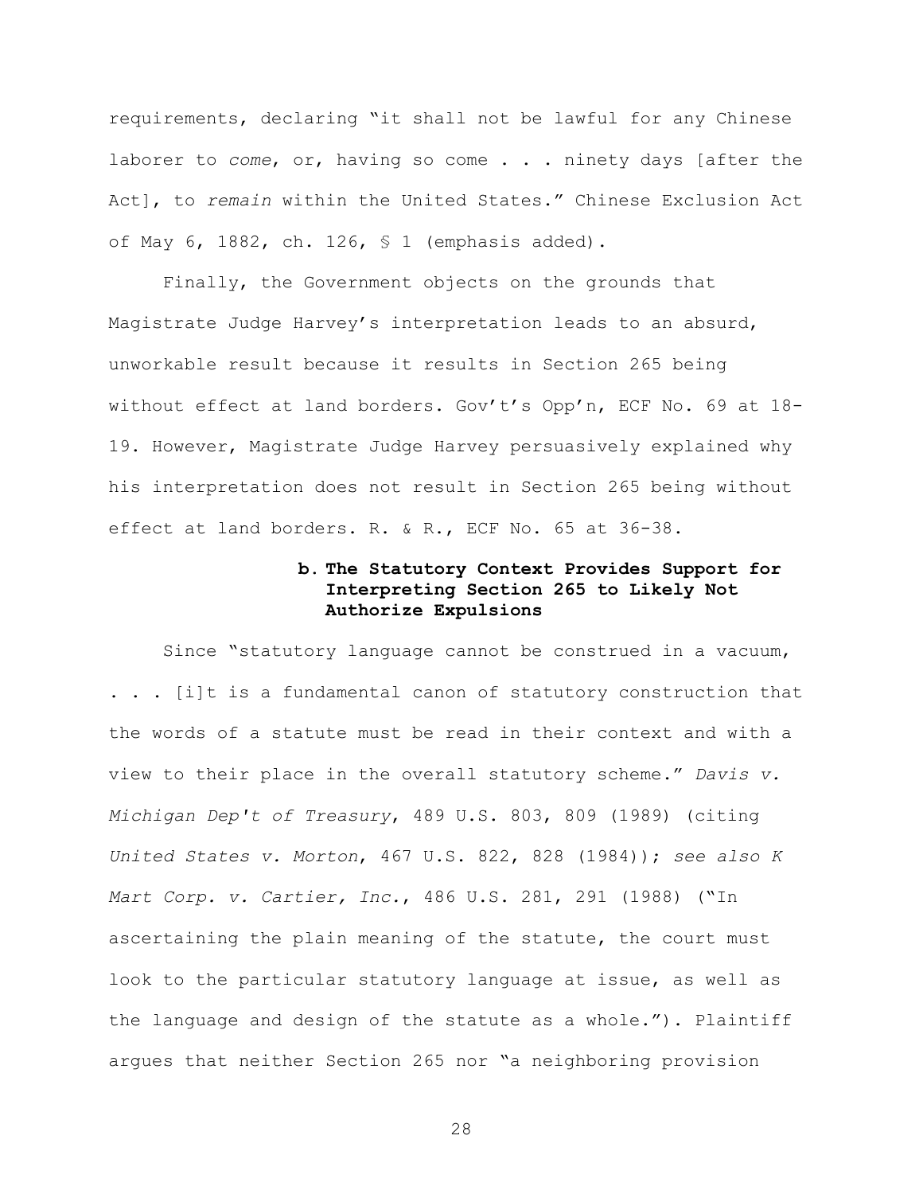requirements, declaring "it shall not be lawful for any Chinese laborer to *come*, or, having so come . . . ninety days [after the Act], to *remain* within the United States." Chinese Exclusion Act of May 6, 1882, ch. 126, § 1 (emphasis added).

Finally, the Government objects on the grounds that Magistrate Judge Harvey's interpretation leads to an absurd, unworkable result because it results in Section 265 being without effect at land borders. Gov't's Opp'n, ECF No. 69 at 18-19. However, Magistrate Judge Harvey persuasively explained why his interpretation does not result in Section 265 being without effect at land borders. R. & R., ECF No. 65 at 36-38.

**b. The Statutory Context Provides Support for Interpreting Section 265 to Likely Not Authorize Expulsions**

Since "statutory language cannot be construed in a vacuum, . . . [i]t is a fundamental canon of statutory construction that the words of a statute must be read in their context and with a view to their place in the overall statutory scheme." *Davis v. Michigan Dep't of Treasury*, 489 U.S. 803, 809 (1989) (citing *United States v. Morton*, 467 U.S. 822, 828 (1984)); *see also K Mart Corp. v. Cartier, Inc.*, 486 U.S. 281, 291 (1988) ("In ascertaining the plain meaning of the statute, the court must look to the particular statutory language at issue, as well as the language and design of the statute as a whole."). Plaintiff argues that neither Section 265 nor "a neighboring provision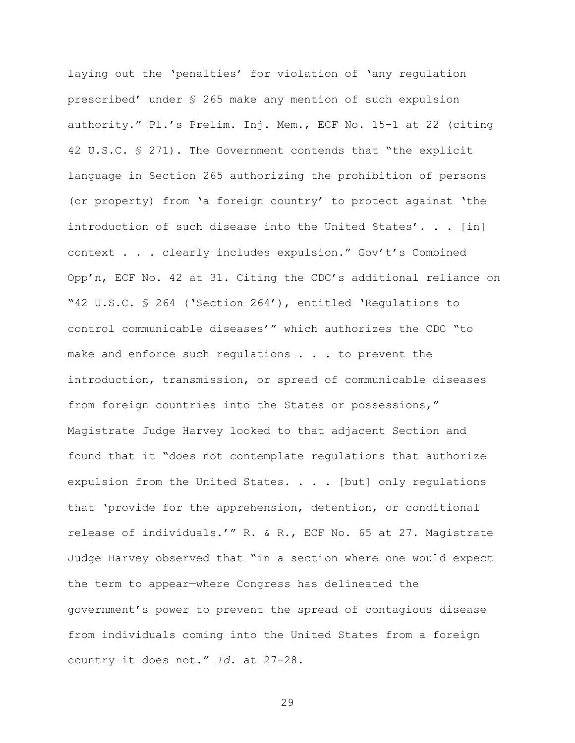laying out the 'penalties' for violation of 'any regulation prescribed' under § 265 make any mention of such expulsion authority." Pl.'s Prelim. Inj. Mem., ECF No. 15-1 at 22 (citing 42 U.S.C. § 271). The Government contends that "the explicit language in Section 265 authorizing the prohibition of persons (or property) from 'a foreign country' to protect against 'the introduction of such disease into the United States'. . . [in] context . . . clearly includes expulsion." Gov't's Combined Opp'n, ECF No. 42 at 31. Citing the CDC's additional reliance on "42 U.S.C. § 264 ('Section 264'), entitled 'Regulations to control communicable diseases'" which authorizes the CDC "to make and enforce such regulations . . . to prevent the introduction, transmission, or spread of communicable diseases from foreign countries into the States or possessions," Magistrate Judge Harvey looked to that adjacent Section and found that it "does not contemplate regulations that authorize expulsion from the United States. . . . [but] only regulations that 'provide for the apprehension, detention, or conditional release of individuals.'" R. & R., ECF No. 65 at 27. Magistrate Judge Harvey observed that "in a section where one would expect the term to appear—where Congress has delineated the government's power to prevent the spread of contagious disease from individuals coming into the United States from a foreign country—it does not." *Id.* at 27-28.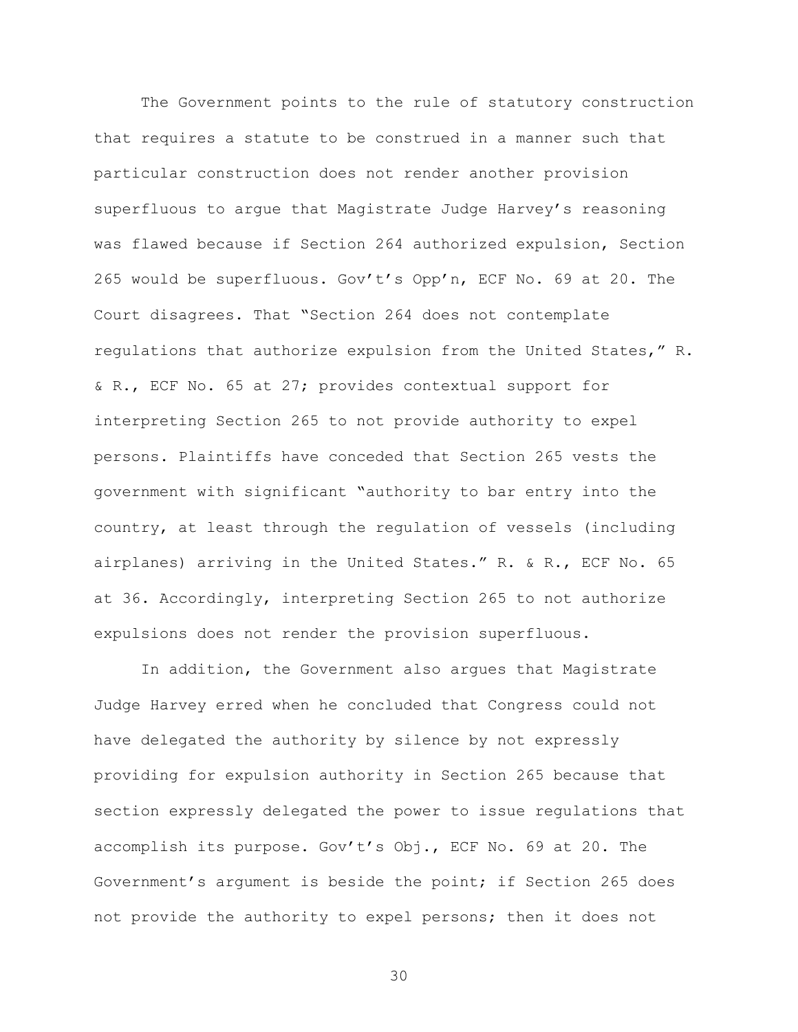The Government points to the rule of statutory construction that requires a statute to be construed in a manner such that particular construction does not render another provision superfluous to argue that Magistrate Judge Harvey's reasoning was flawed because if Section 264 authorized expulsion, Section 265 would be superfluous. Gov't's Opp'n, ECF No. 69 at 20. The Court disagrees. That "Section 264 does not contemplate regulations that authorize expulsion from the United States," R. & R., ECF No. 65 at 27; provides contextual support for interpreting Section 265 to not provide authority to expel persons. Plaintiffs have conceded that Section 265 vests the government with significant "authority to bar entry into the country, at least through the regulation of vessels (including airplanes) arriving in the United States." R. & R., ECF No. 65 at 36. Accordingly, interpreting Section 265 to not authorize expulsions does not render the provision superfluous.

In addition, the Government also argues that Magistrate Judge Harvey erred when he concluded that Congress could not have delegated the authority by silence by not expressly providing for expulsion authority in Section 265 because that section expressly delegated the power to issue regulations that accomplish its purpose. Gov't's Obj., ECF No. 69 at 20. The Government's argument is beside the point; if Section 265 does not provide the authority to expel persons; then it does not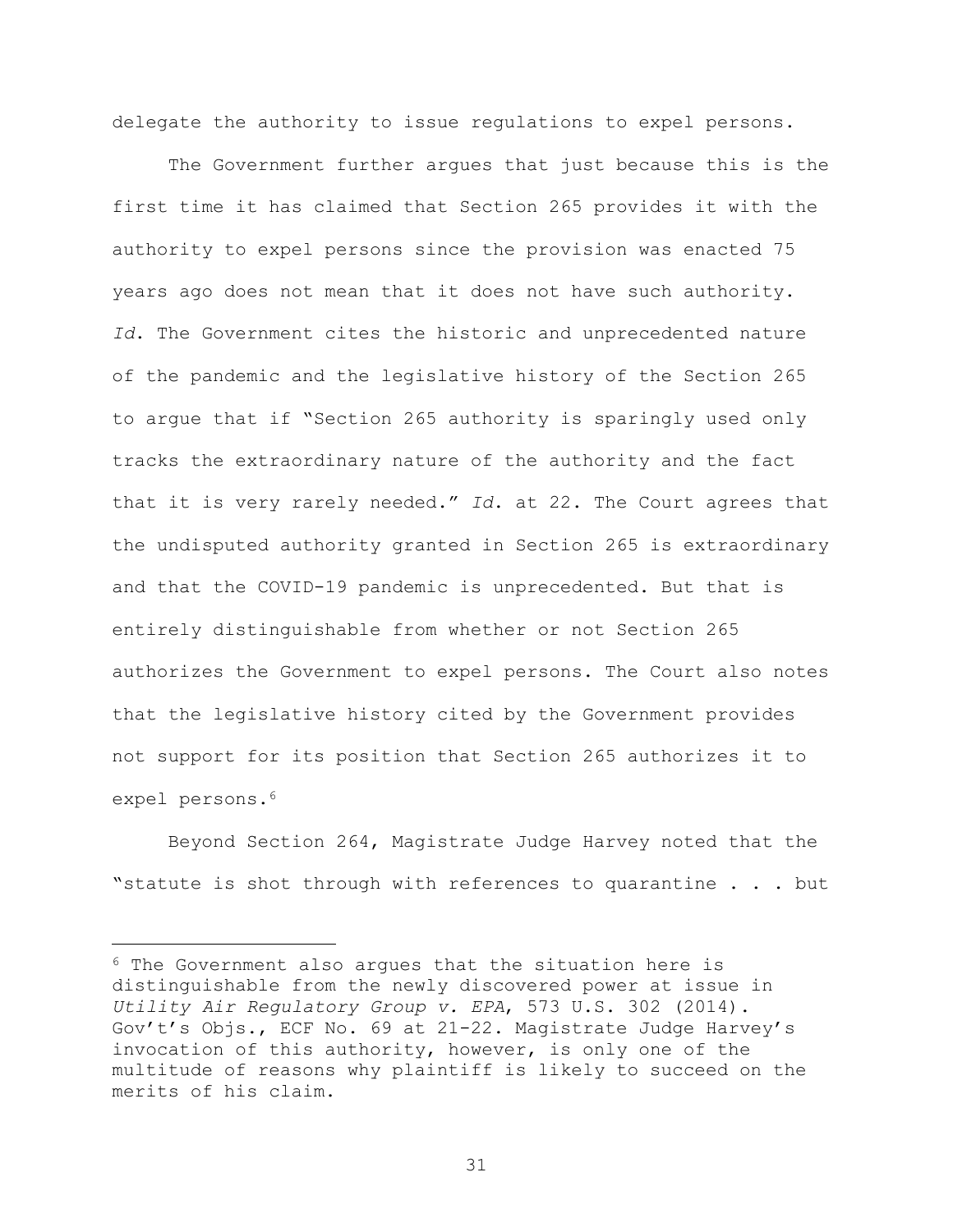delegate the authority to issue regulations to expel persons.

The Government further argues that just because this is the first time it has claimed that Section 265 provides it with the authority to expel persons since the provision was enacted 75 years ago does not mean that it does not have such authority. *Id*. The Government cites the historic and unprecedented nature of the pandemic and the legislative history of the Section 265 to argue that if "Section 265 authority is sparingly used only tracks the extraordinary nature of the authority and the fact that it is very rarely needed." *Id.* at 22. The Court agrees that the undisputed authority granted in Section 265 is extraordinary and that the COVID-19 pandemic is unprecedented. But that is entirely distinguishable from whether or not Section 265 authorizes the Government to expel persons. The Court also notes that the legislative history cited by the Government provides not support for its position that Section 265 authorizes it to expel persons.[6]

Beyond Section 264, Magistrate Judge Harvey noted that the "statute is shot through with references to quarantine . . . but

---

[6] The Government also argues that the situation here is distinguishable from the newly discovered power at issue in *Utility Air Regulatory Group v. EPA*, 573 U.S. 302 (2014). Gov't's Objs., ECF No. 69 at 21-22. Magistrate Judge Harvey's invocation of this authority, however, is only one of the multitude of reasons why plaintiff is likely to succeed on the merits of his claim.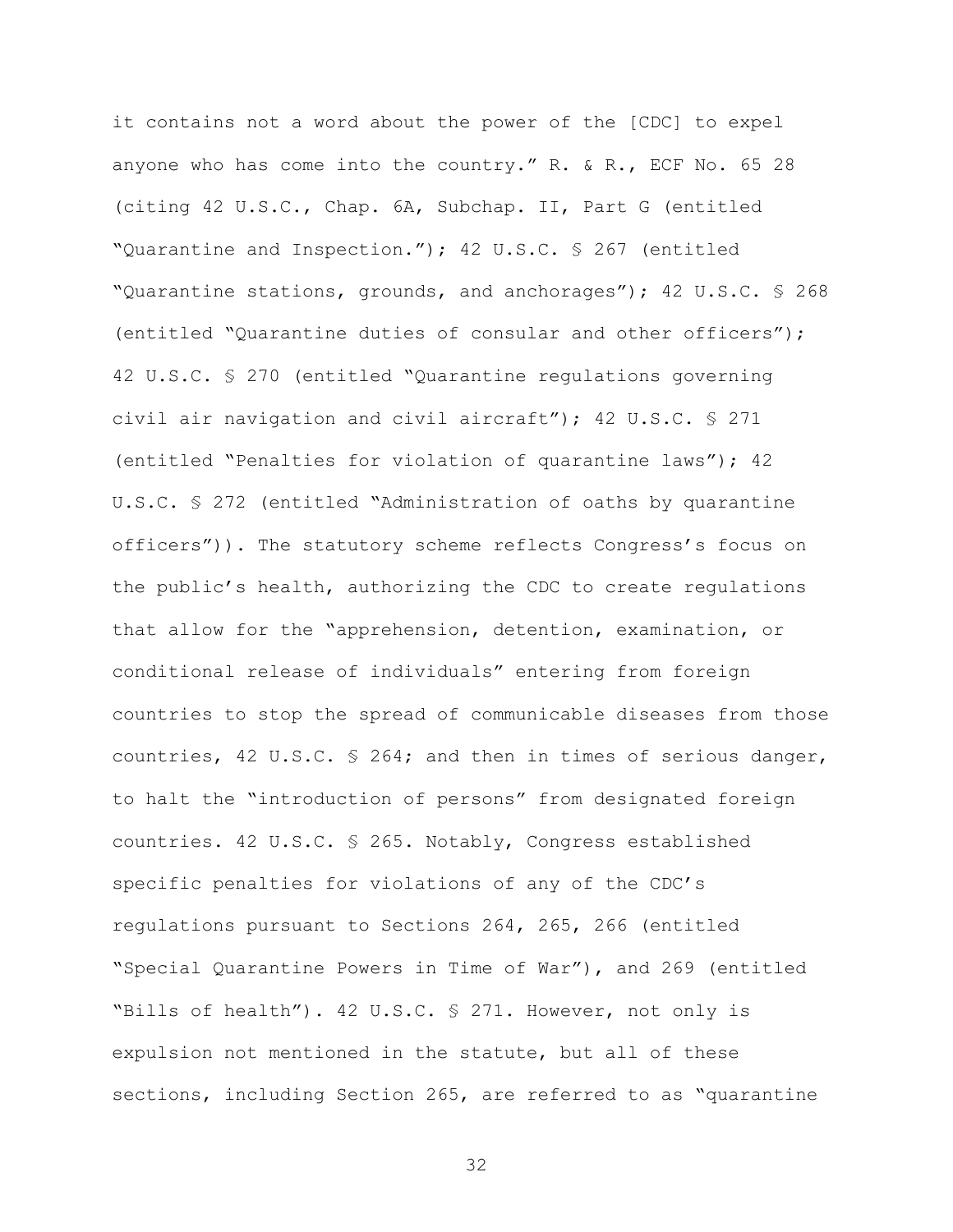it contains not a word about the power of the [CDC] to expel anyone who has come into the country." R. & R., ECF No. 65 28 (citing 42 U.S.C., Chap. 6A, Subchap. II, Part G (entitled "Quarantine and Inspection."); 42 U.S.C. § 267 (entitled "Quarantine stations, grounds, and anchorages"); 42 U.S.C. § 268 (entitled "Quarantine duties of consular and other officers"); 42 U.S.C. § 270 (entitled "Quarantine regulations governing civil air navigation and civil aircraft"); 42 U.S.C. § 271 (entitled "Penalties for violation of quarantine laws"); 42 U.S.C. § 272 (entitled "Administration of oaths by quarantine officers")). The statutory scheme reflects Congress's focus on the public's health, authorizing the CDC to create regulations that allow for the "apprehension, detention, examination, or conditional release of individuals" entering from foreign countries to stop the spread of communicable diseases from those countries, 42 U.S.C. § 264; and then in times of serious danger, to halt the "introduction of persons" from designated foreign countries. 42 U.S.C. § 265. Notably, Congress established specific penalties for violations of any of the CDC's regulations pursuant to Sections 264, 265, 266 (entitled "Special Quarantine Powers in Time of War"), and 269 (entitled "Bills of health"). 42 U.S.C. § 271. However, not only is expulsion not mentioned in the statute, but all of these sections, including Section 265, are referred to as "quarantine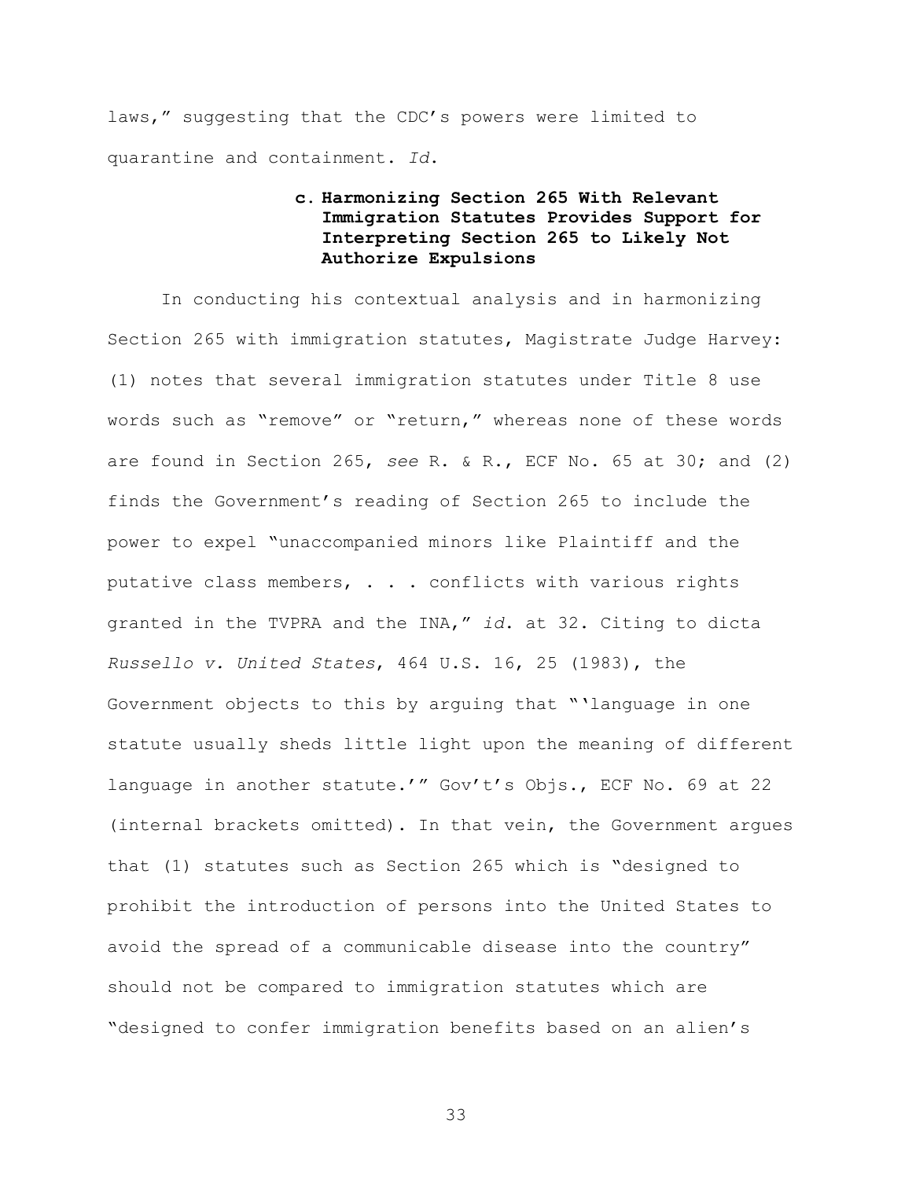laws," suggesting that the CDC's powers were limited to quarantine and containment. *Id.*

#### c. Harmonizing Section 265 With Relevant Immigration Statutes Provides Support for Interpreting Section 265 to Likely Not Authorize Expulsions

In conducting his contextual analysis and in harmonizing Section 265 with immigration statutes, Magistrate Judge Harvey: (1) notes that several immigration statutes under Title 8 use words such as "remove" or "return," whereas none of these words are found in Section 265, *see* R. & R., ECF No. 65 at 30; and (2) finds the Government's reading of Section 265 to include the power to expel "unaccompanied minors like Plaintiff and the putative class members, . . . conflicts with various rights granted in the TVPRA and the INA," *id.* at 32. Citing to dicta *Russello v. United States*, 464 U.S. 16, 25 (1983), the Government objects to this by arguing that "'language in one statute usually sheds little light upon the meaning of different language in another statute.'" Gov't's Objs., ECF No. 69 at 22 (internal brackets omitted). In that vein, the Government argues that (1) statutes such as Section 265 which is "designed to prohibit the introduction of persons into the United States to avoid the spread of a communicable disease into the country" should not be compared to immigration statutes which are "designed to confer immigration benefits based on an alien's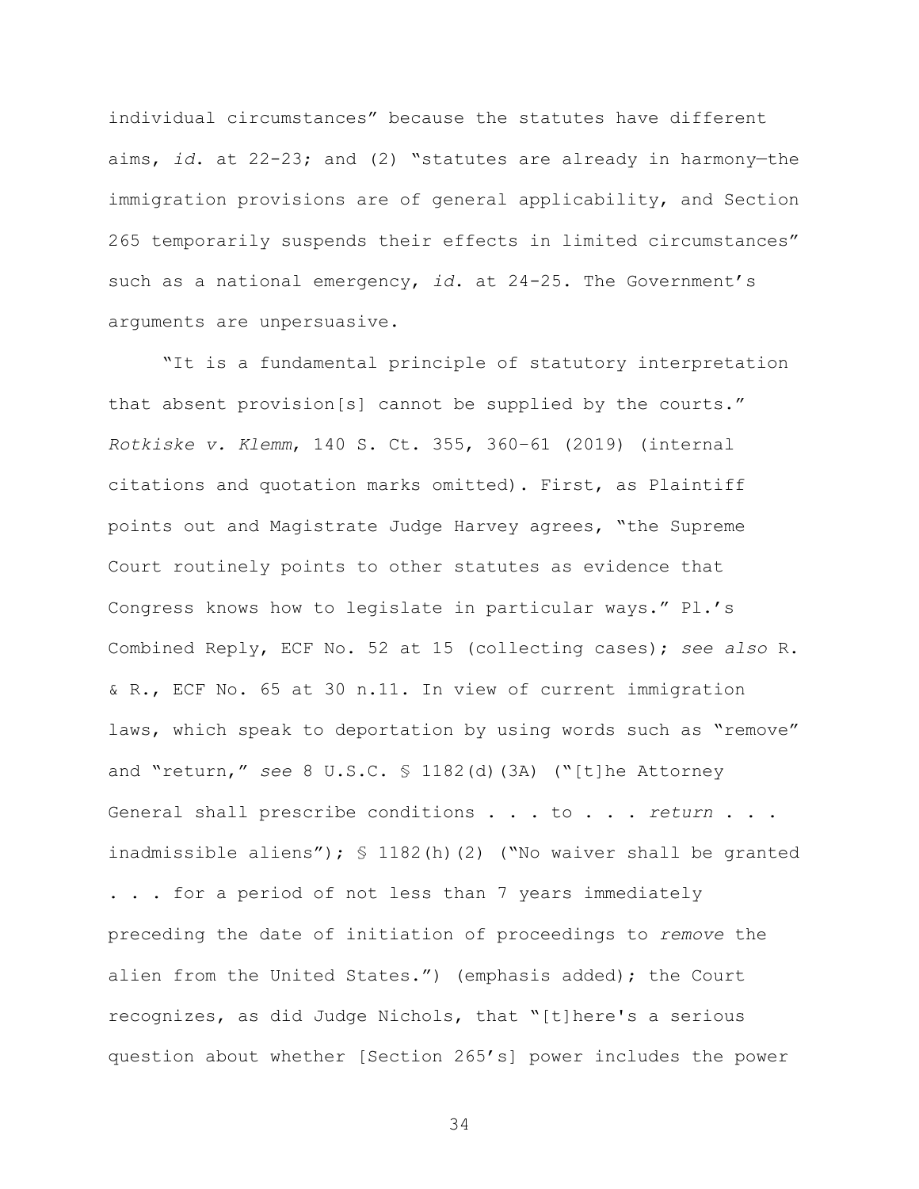individual circumstances" because the statutes have different aims, *id.* at 22-23; and (2) "statutes are already in harmony—the immigration provisions are of general applicability, and Section 265 temporarily suspends their effects in limited circumstances" such as a national emergency, *id.* at 24-25. The Government's arguments are unpersuasive.

"It is a fundamental principle of statutory interpretation that absent provision[s] cannot be supplied by the courts." *Rotkiske v. Klemm*, 140 S. Ct. 355, 360–61 (2019) (internal citations and quotation marks omitted). First, as Plaintiff points out and Magistrate Judge Harvey agrees, "the Supreme Court routinely points to other statutes as evidence that Congress knows how to legislate in particular ways." Pl.'s Combined Reply, ECF No. 52 at 15 (collecting cases); *see also* R. & R., ECF No. 65 at 30 n.11. In view of current immigration laws, which speak to deportation by using words such as "remove" and "return," *see* 8 U.S.C. § 1182(d)(3A) ("[t]he Attorney General shall prescribe conditions . . . to . . . *return* . . . inadmissible aliens"); § 1182(h)(2) ("No waiver shall be granted . . . for a period of not less than 7 years immediately preceding the date of initiation of proceedings to *remove* the alien from the United States.") (emphasis added); the Court recognizes, as did Judge Nichols, that "[t]here's a serious question about whether [Section 265's] power includes the power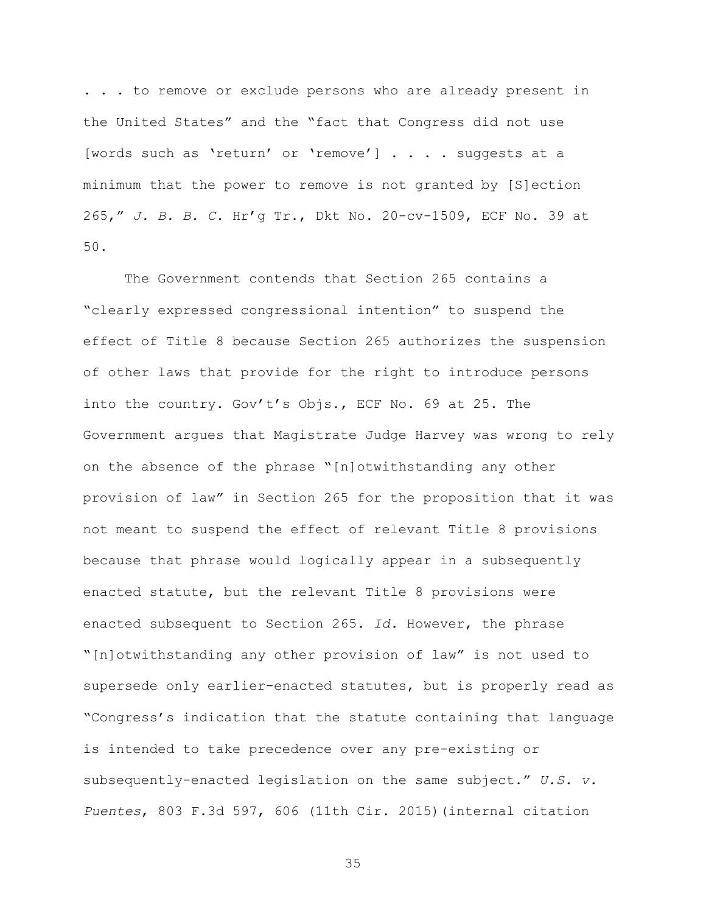. . . to remove or exclude persons who are already present in the United States" and the "fact that Congress did not use [words such as 'return' or 'remove'] . . . . suggests at a minimum that the power to remove is not granted by [S]ection 265," *J. B. B. C.* Hr'g Tr., Dkt No. 20-cv-1509, ECF No. 39 at 50.

The Government contends that Section 265 contains a "clearly expressed congressional intention" to suspend the effect of Title 8 because Section 265 authorizes the suspension of other laws that provide for the right to introduce persons into the country. Gov't's Objs., ECF No. 69 at 25. The Government argues that Magistrate Judge Harvey was wrong to rely on the absence of the phrase "[n]otwithstanding any other provision of law" in Section 265 for the proposition that it was not meant to suspend the effect of relevant Title 8 provisions because that phrase would logically appear in a subsequently enacted statute, but the relevant Title 8 provisions were enacted subsequent to Section 265. *Id.* However, the phrase "[n]otwithstanding any other provision of law" is not used to supersede only earlier-enacted statutes, but is properly read as "Congress's indication that the statute containing that language is intended to take precedence over any pre-existing or subsequently-enacted legislation on the same subject." *U.S. v. Puentes*, 803 F.3d 597, 606 (11th Cir. 2015)(internal citation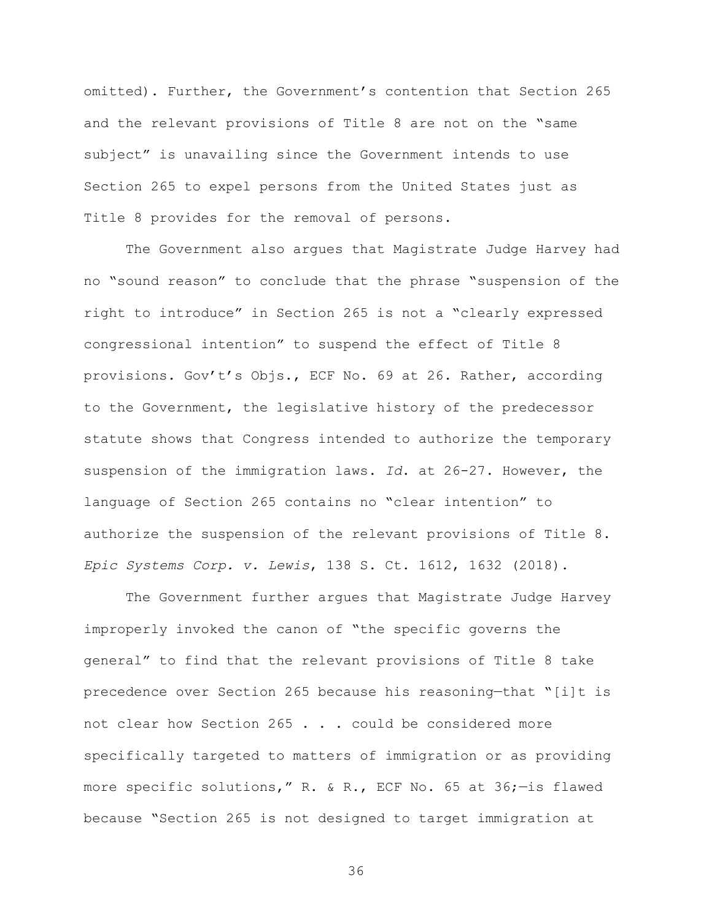omitted). Further, the Government's contention that Section 265 and the relevant provisions of Title 8 are not on the "same subject" is unavailing since the Government intends to use Section 265 to expel persons from the United States just as Title 8 provides for the removal of persons.

The Government also argues that Magistrate Judge Harvey had no "sound reason" to conclude that the phrase "suspension of the right to introduce" in Section 265 is not a "clearly expressed congressional intention" to suspend the effect of Title 8 provisions. Gov't's Objs., ECF No. 69 at 26. Rather, according to the Government, the legislative history of the predecessor statute shows that Congress intended to authorize the temporary suspension of the immigration laws. *Id.* at 26-27. However, the language of Section 265 contains no "clear intention" to authorize the suspension of the relevant provisions of Title 8. *Epic Systems Corp. v. Lewis*, 138 S. Ct. 1612, 1632 (2018).

The Government further argues that Magistrate Judge Harvey improperly invoked the canon of "the specific governs the general" to find that the relevant provisions of Title 8 take precedence over Section 265 because his reasoning—that "[i]t is not clear how Section 265 . . . could be considered more specifically targeted to matters of immigration or as providing more specific solutions," R. & R., ECF No. 65 at 36;—is flawed because "Section 265 is not designed to target immigration at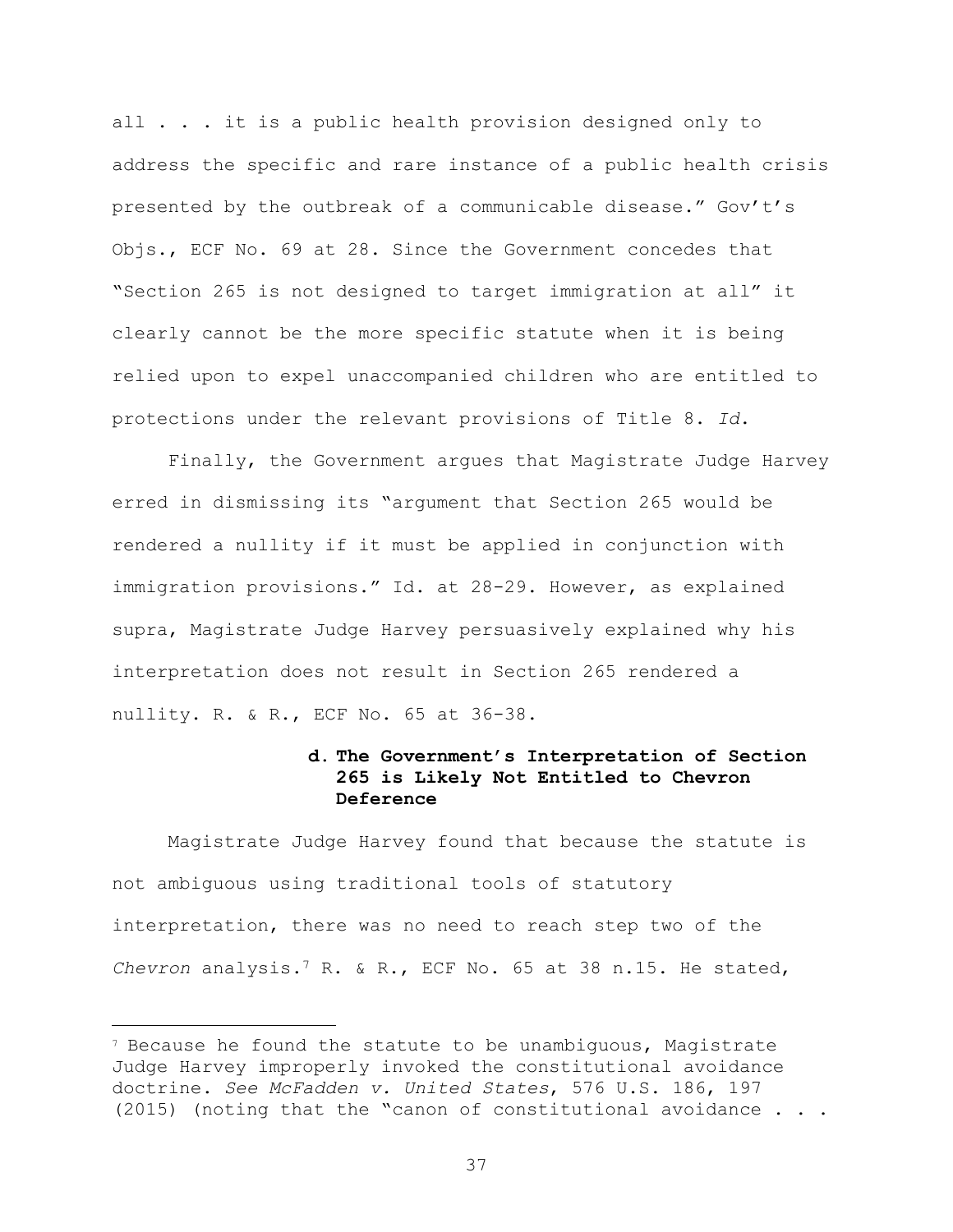all . . . it is a public health provision designed only to address the specific and rare instance of a public health crisis presented by the outbreak of a communicable disease." Gov't's Objs., ECF No. 69 at 28. Since the Government concedes that "Section 265 is not designed to target immigration at all" it clearly cannot be the more specific statute when it is being relied upon to expel unaccompanied children who are entitled to protections under the relevant provisions of Title 8. *Id*.

Finally, the Government argues that Magistrate Judge Harvey erred in dismissing its "argument that Section 265 would be rendered a nullity if it must be applied in conjunction with immigration provisions." Id. at 28-29. However, as explained supra, Magistrate Judge Harvey persuasively explained why his interpretation does not result in Section 265 rendered a nullity. R. & R., ECF No. 65 at 36-38.

**d. The Government's Interpretation of Section 265 is Likely Not Entitled to Chevron Deference**

Magistrate Judge Harvey found that because the statute is not ambiguous using traditional tools of statutory interpretation, there was no need to reach step two of the *Chevron* analysis.[7] R. & R., ECF No. 65 at 38 n.15. He stated,

---

[7] Because he found the statute to be unambiguous, Magistrate Judge Harvey improperly invoked the constitutional avoidance doctrine. *See McFadden v. United States*, 576 U.S. 186, 197 (2015) (noting that the "canon of constitutional avoidance . . .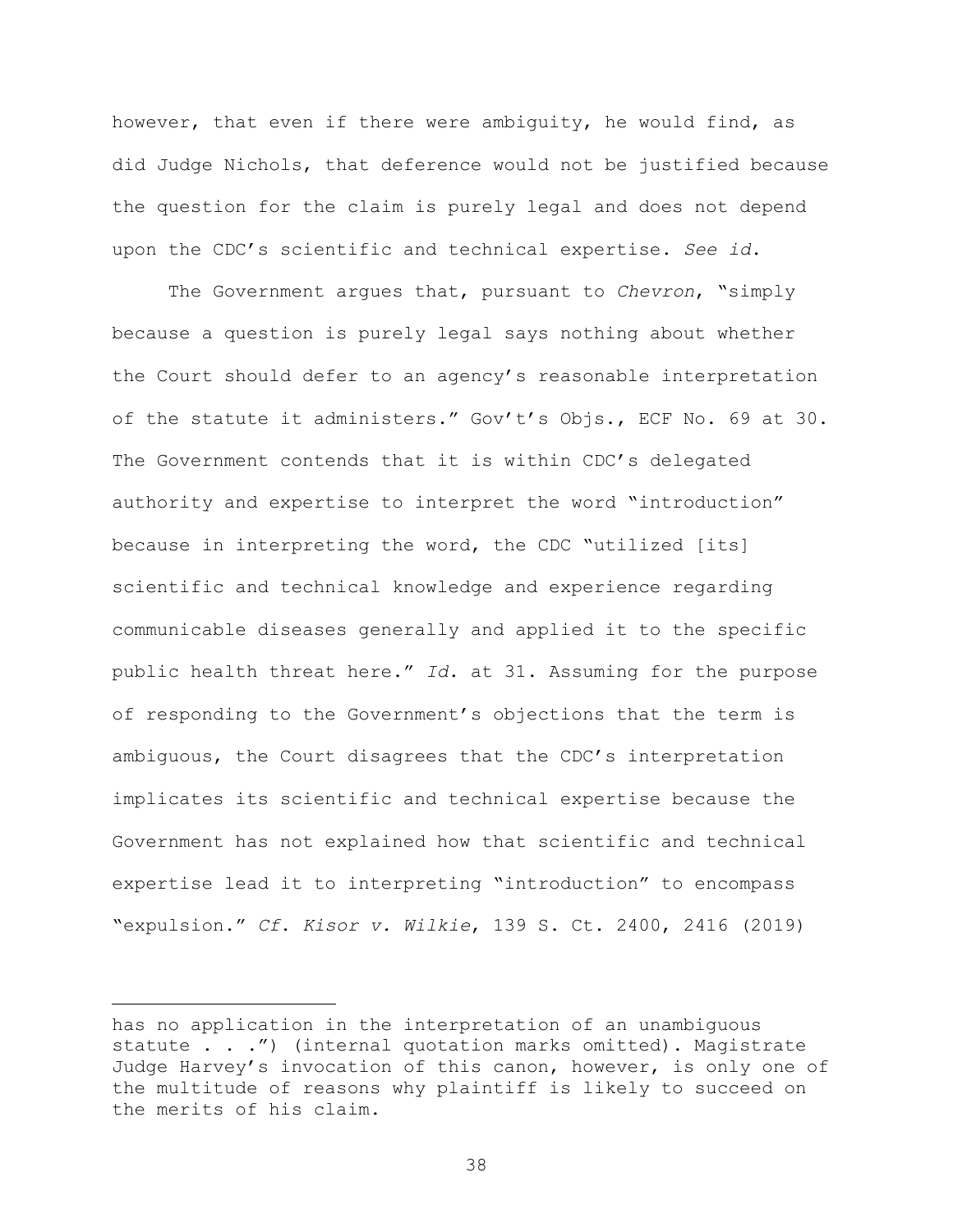however, that even if there were ambiguity, he would find, as did Judge Nichols, that deference would not be justified because the question for the claim is purely legal and does not depend upon the CDC's scientific and technical expertise. *See id.*

The Government argues that, pursuant to *Chevron*, "simply because a question is purely legal says nothing about whether the Court should defer to an agency's reasonable interpretation of the statute it administers." Gov't's Objs., ECF No. 69 at 30. The Government contends that it is within CDC's delegated authority and expertise to interpret the word "introduction" because in interpreting the word, the CDC "utilized [its] scientific and technical knowledge and experience regarding communicable diseases generally and applied it to the specific public health threat here." *Id.* at 31. Assuming for the purpose of responding to the Government's objections that the term is ambiguous, the Court disagrees that the CDC's interpretation implicates its scientific and technical expertise because the Government has not explained how that scientific and technical expertise lead it to interpreting "introduction" to encompass "expulsion." *Cf. Kisor v. Wilkie*, 139 S. Ct. 2400, 2416 (2019)

---

has no application in the interpretation of an unambiguous statute . . .") (internal quotation marks omitted). Magistrate Judge Harvey's invocation of this canon, however, is only one of the multitude of reasons why plaintiff is likely to succeed on the merits of his claim.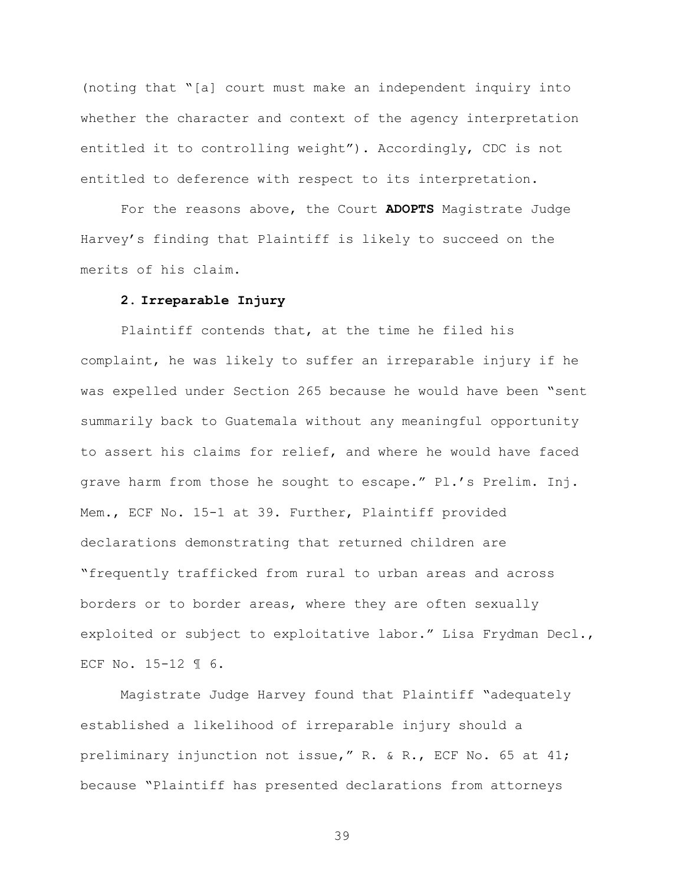(noting that "[a] court must make an independent inquiry into whether the character and context of the agency interpretation entitled it to controlling weight"). Accordingly, CDC is not entitled to deference with respect to its interpretation.

For the reasons above, the Court **ADOPTS** Magistrate Judge Harvey's finding that Plaintiff is likely to succeed on the merits of his claim.

### 2. Irreparable Injury

Plaintiff contends that, at the time he filed his complaint, he was likely to suffer an irreparable injury if he was expelled under Section 265 because he would have been "sent summarily back to Guatemala without any meaningful opportunity to assert his claims for relief, and where he would have faced grave harm from those he sought to escape." Pl.'s Prelim. Inj. Mem., ECF No. 15-1 at 39. Further, Plaintiff provided declarations demonstrating that returned children are "frequently trafficked from rural to urban areas and across borders or to border areas, where they are often sexually exploited or subject to exploitative labor." Lisa Frydman Decl., ECF No. 15-12 ¶ 6.

Magistrate Judge Harvey found that Plaintiff "adequately established a likelihood of irreparable injury should a preliminary injunction not issue," R. & R., ECF No. 65 at 41; because "Plaintiff has presented declarations from attorneys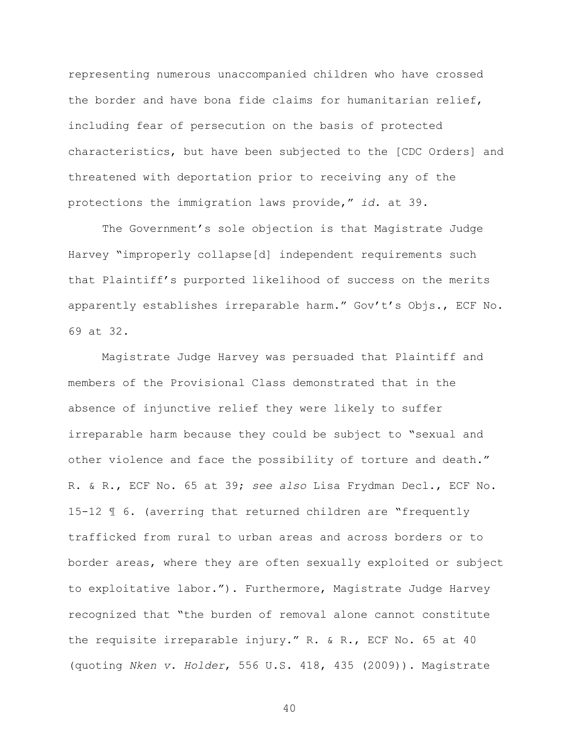representing numerous unaccompanied children who have crossed the border and have bona fide claims for humanitarian relief, including fear of persecution on the basis of protected characteristics, but have been subjected to the [CDC Orders] and threatened with deportation prior to receiving any of the protections the immigration laws provide," *id.* at 39.

The Government's sole objection is that Magistrate Judge Harvey "improperly collapse[d] independent requirements such that Plaintiff's purported likelihood of success on the merits apparently establishes irreparable harm." Gov't's Objs., ECF No. 69 at 32.

Magistrate Judge Harvey was persuaded that Plaintiff and members of the Provisional Class demonstrated that in the absence of injunctive relief they were likely to suffer irreparable harm because they could be subject to "sexual and other violence and face the possibility of torture and death." R. & R., ECF No. 65 at 39; *see also* Lisa Frydman Decl., ECF No. 15-12 ¶ 6. (averring that returned children are "frequently trafficked from rural to urban areas and across borders or to border areas, where they are often sexually exploited or subject to exploitative labor."). Furthermore, Magistrate Judge Harvey recognized that "the burden of removal alone cannot constitute the requisite irreparable injury." R. & R., ECF No. 65 at 40 (quoting *Nken v. Holder*, 556 U.S. 418, 435 (2009)). Magistrate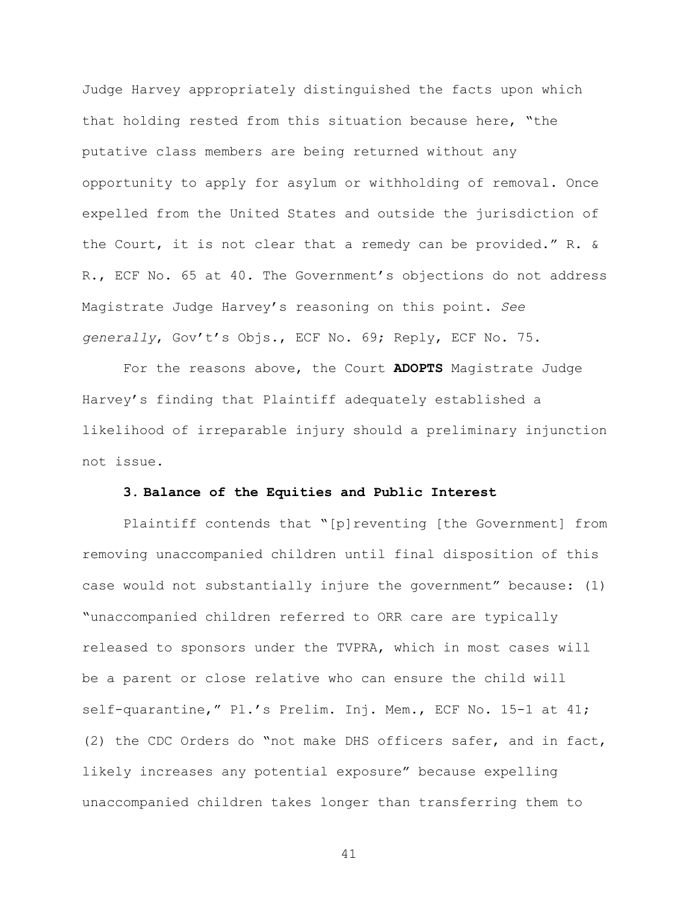Judge Harvey appropriately distinguished the facts upon which that holding rested from this situation because here, "the putative class members are being returned without any opportunity to apply for asylum or withholding of removal. Once expelled from the United States and outside the jurisdiction of the Court, it is not clear that a remedy can be provided." R. & R., ECF No. 65 at 40. The Government's objections do not address Magistrate Judge Harvey's reasoning on this point. *See generally*, Gov't's Objs., ECF No. 69; Reply, ECF No. 75.

For the reasons above, the Court **ADOPTS** Magistrate Judge Harvey's finding that Plaintiff adequately established a likelihood of irreparable injury should a preliminary injunction not issue.

### 3. Balance of the Equities and Public Interest

Plaintiff contends that "[p]reventing [the Government] from removing unaccompanied children until final disposition of this case would not substantially injure the government" because: (1) "unaccompanied children referred to ORR care are typically released to sponsors under the TVPRA, which in most cases will be a parent or close relative who can ensure the child will self-quarantine," Pl.'s Prelim. Inj. Mem., ECF No. 15-1 at 41; (2) the CDC Orders do "not make DHS officers safer, and in fact, likely increases any potential exposure" because expelling unaccompanied children takes longer than transferring them to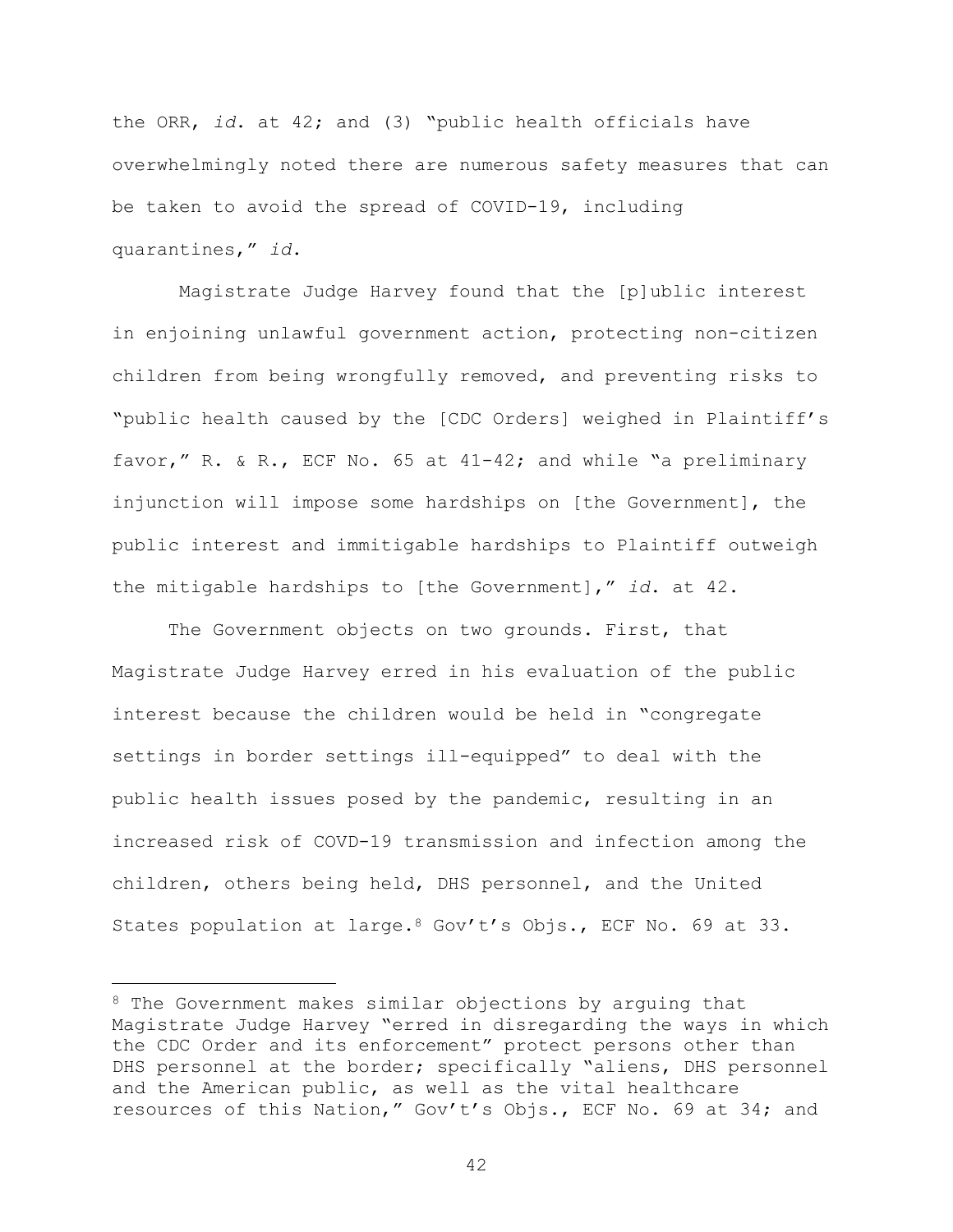the ORR, *id.* at 42; and (3) "public health officials have overwhelmingly noted there are numerous safety measures that can be taken to avoid the spread of COVID-19, including quarantines," *id.*

Magistrate Judge Harvey found that the [p]ublic interest in enjoining unlawful government action, protecting non-citizen children from being wrongfully removed, and preventing risks to "public health caused by the [CDC Orders] weighed in Plaintiff's favor," R. & R., ECF No. 65 at 41-42; and while "a preliminary injunction will impose some hardships on [the Government], the public interest and immitigable hardships to Plaintiff outweigh the mitigable hardships to [the Government]," *id.* at 42.

The Government objects on two grounds. First, that Magistrate Judge Harvey erred in his evaluation of the public interest because the children would be held in "congregate settings in border settings ill-equipped" to deal with the public health issues posed by the pandemic, resulting in an increased risk of COVD-19 transmission and infection among the children, others being held, DHS personnel, and the United States population at large.[8] Gov't's Objs., ECF No. 69 at 33.

---

[8] The Government makes similar objections by arguing that Magistrate Judge Harvey "erred in disregarding the ways in which the CDC Order and its enforcement" protect persons other than DHS personnel at the border; specifically "aliens, DHS personnel and the American public, as well as the vital healthcare resources of this Nation," Gov't's Objs., ECF No. 69 at 34; and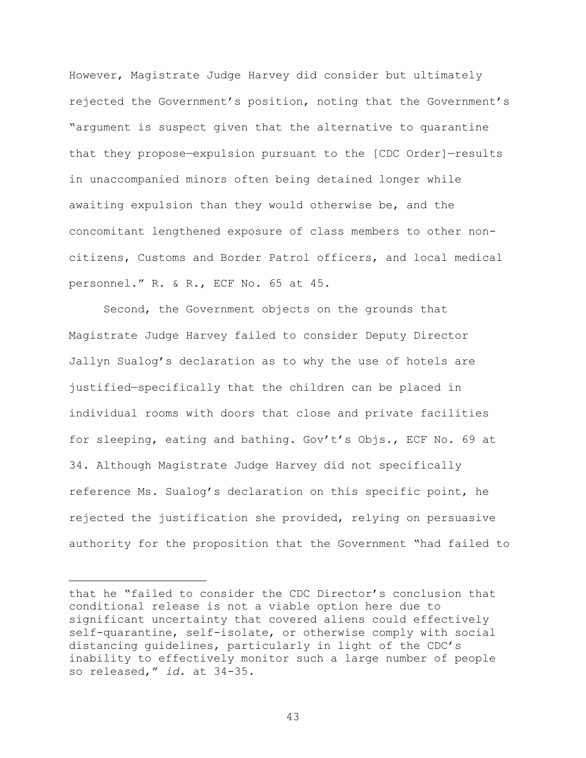However, Magistrate Judge Harvey did consider but ultimately rejected the Government's position, noting that the Government's "argument is suspect given that the alternative to quarantine that they propose—expulsion pursuant to the [CDC Order]—results in unaccompanied minors often being detained longer while awaiting expulsion than they would otherwise be, and the concomitant lengthened exposure of class members to other non-citizens, Customs and Border Patrol officers, and local medical personnel." R. & R., ECF No. 65 at 45.

Second, the Government objects on the grounds that Magistrate Judge Harvey failed to consider Deputy Director Jallyn Sualog's declaration as to why the use of hotels are justified—specifically that the children can be placed in individual rooms with doors that close and private facilities for sleeping, eating and bathing. Gov't's Objs., ECF No. 69 at 34. Although Magistrate Judge Harvey did not specifically reference Ms. Sualog's declaration on this specific point, he rejected the justification she provided, relying on persuasive authority for the proposition that the Government "had failed to

---

that he "failed to consider the CDC Director's conclusion that conditional release is not a viable option here due to significant uncertainty that covered aliens could effectively self-quarantine, self-isolate, or otherwise comply with social distancing guidelines, particularly in light of the CDC's inability to effectively monitor such a large number of people so released," *id.* at 34-35.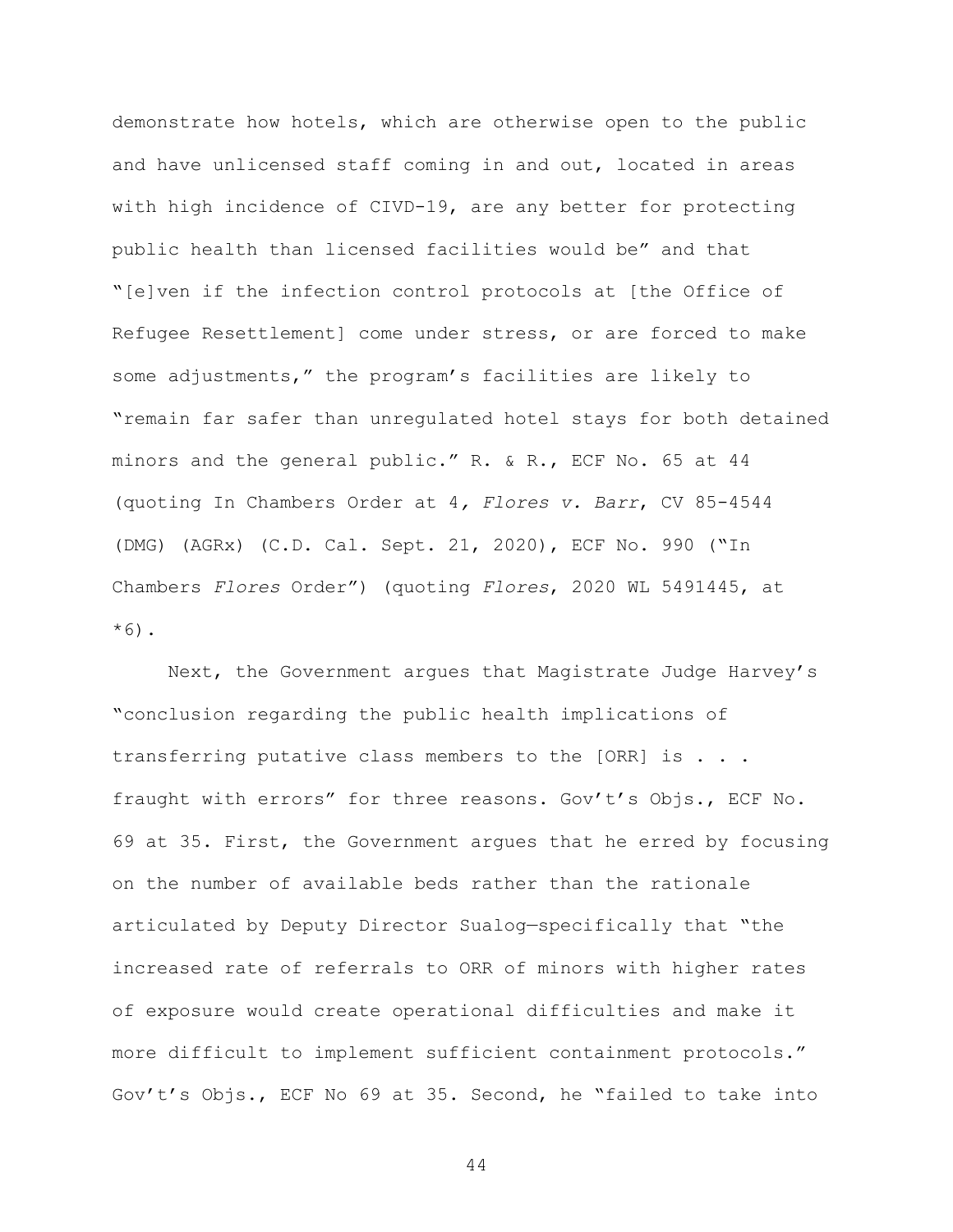demonstrate how hotels, which are otherwise open to the public and have unlicensed staff coming in and out, located in areas with high incidence of CIVD-19, are any better for protecting public health than licensed facilities would be" and that "[e]ven if the infection control protocols at [the Office of Refugee Resettlement] come under stress, or are forced to make some adjustments," the program's facilities are likely to "remain far safer than unregulated hotel stays for both detained minors and the general public." R. & R., ECF No. 65 at 44 (quoting In Chambers Order at 4, *Flores v. Barr*, CV 85-4544 (DMG) (AGRx) (C.D. Cal. Sept. 21, 2020), ECF No. 990 ("In Chambers *Flores* Order") (quoting *Flores*, 2020 WL 5491445, at *6).

Next, the Government argues that Magistrate Judge Harvey's "conclusion regarding the public health implications of transferring putative class members to the [ORR] is . . . fraught with errors" for three reasons. Gov't's Objs., ECF No. 69 at 35. First, the Government argues that he erred by focusing on the number of available beds rather than the rationale articulated by Deputy Director Sualog—specifically that "the increased rate of referrals to ORR of minors with higher rates of exposure would create operational difficulties and make it more difficult to implement sufficient containment protocols." Gov't's Objs., ECF No 69 at 35. Second, he "failed to take into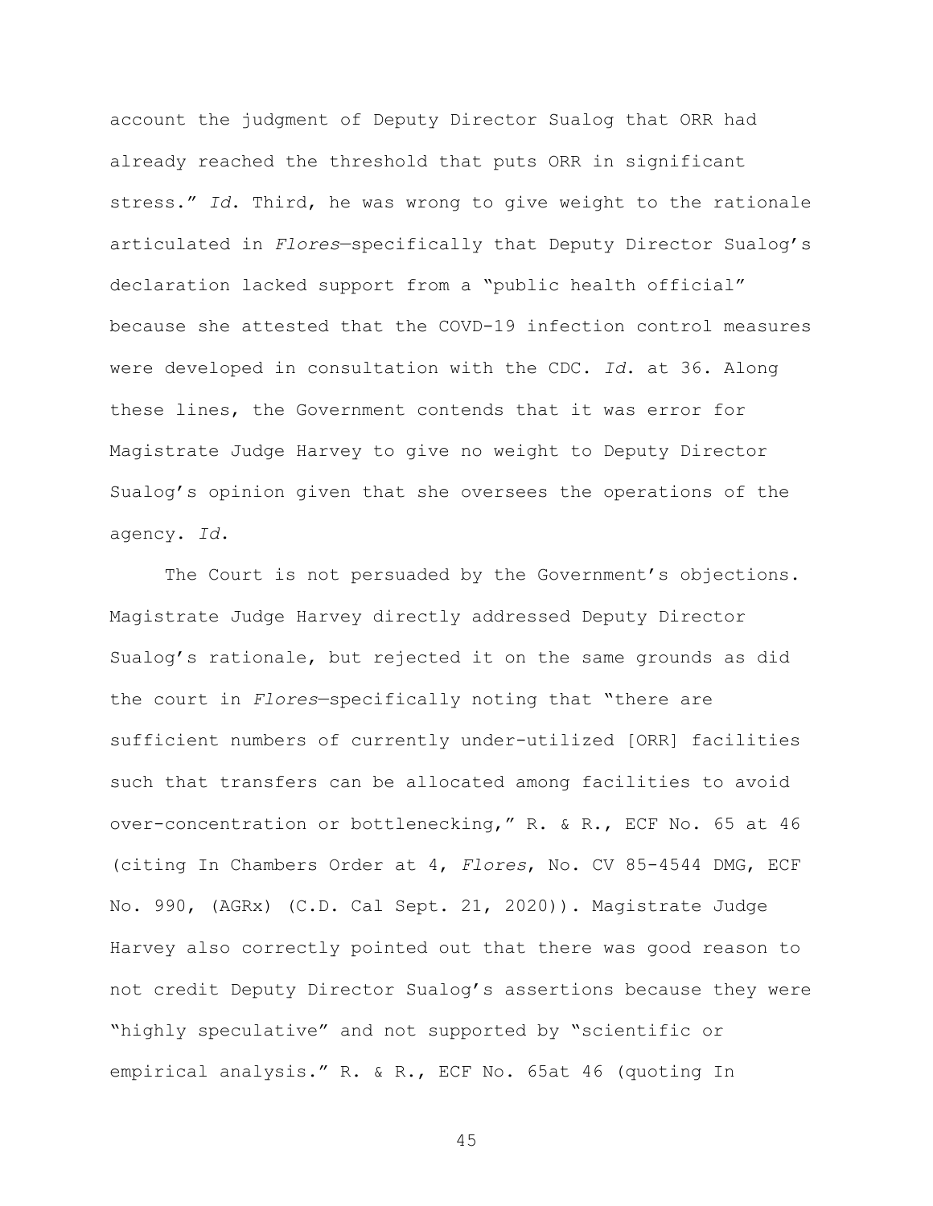account the judgment of Deputy Director Sualog that ORR had already reached the threshold that puts ORR in significant stress." *Id*. Third, he was wrong to give weight to the rationale articulated in *Flores*—specifically that Deputy Director Sualog's declaration lacked support from a "public health official" because she attested that the COVD-19 infection control measures were developed in consultation with the CDC. *Id*. at 36. Along these lines, the Government contends that it was error for Magistrate Judge Harvey to give no weight to Deputy Director Sualog's opinion given that she oversees the operations of the agency. *Id*.

The Court is not persuaded by the Government's objections. Magistrate Judge Harvey directly addressed Deputy Director Sualog's rationale, but rejected it on the same grounds as did the court in *Flores*—specifically noting that "there are sufficient numbers of currently under-utilized [ORR] facilities such that transfers can be allocated among facilities to avoid over-concentration or bottlenecking," R. & R., ECF No. 65 at 46 (citing In Chambers Order at 4, *Flores*, No. CV 85-4544 DMG, ECF No. 990, (AGRx) (C.D. Cal Sept. 21, 2020)). Magistrate Judge Harvey also correctly pointed out that there was good reason to not credit Deputy Director Sualog's assertions because they were "highly speculative" and not supported by "scientific or empirical analysis." R. & R., ECF No. 65at 46 (quoting In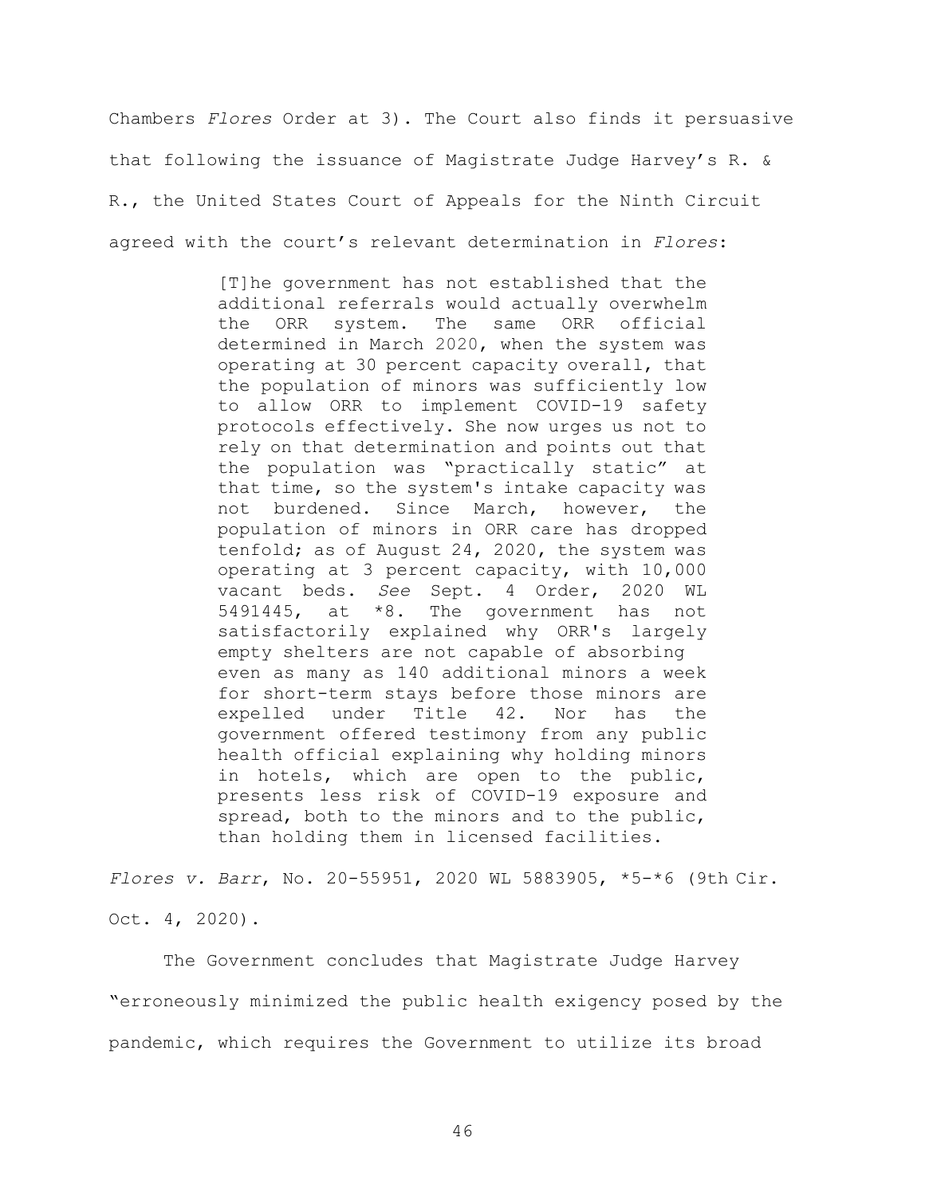Chambers *Flores* Order at 3). The Court also finds it persuasive that following the issuance of Magistrate Judge Harvey's R. & R., the United States Court of Appeals for the Ninth Circuit agreed with the court's relevant determination in *Flores*:

> [T]he government has not established that the additional referrals would actually overwhelm the ORR system. The same ORR official determined in March 2020, when the system was operating at 30 percent capacity overall, that the population of minors was sufficiently low to allow ORR to implement COVID-19 safety protocols effectively. She now urges us not to rely on that determination and points out that the population was "practically static" at that time, so the system's intake capacity was not burdened. Since March, however, the population of minors in ORR care has dropped tenfold; as of August 24, 2020, the system was operating at 3 percent capacity, with 10,000 vacant beds. *See* Sept. 4 Order, 2020 WL 5491445, at *8. The government has not satisfactorily explained why ORR's largely empty shelters are not capable of absorbing even as many as 140 additional minors a week for short-term stays before those minors are expelled under Title 42. Nor has the government offered testimony from any public health official explaining why holding minors in hotels, which are open to the public, presents less risk of COVID-19 exposure and spread, both to the minors and to the public, than holding them in licensed facilities.

*Flores v. Barr*, No. 20-55951, 2020 WL 5883905, *5-*6 (9th Cir. Oct. 4, 2020).

The Government concludes that Magistrate Judge Harvey "erroneously minimized the public health exigency posed by the pandemic, which requires the Government to utilize its broad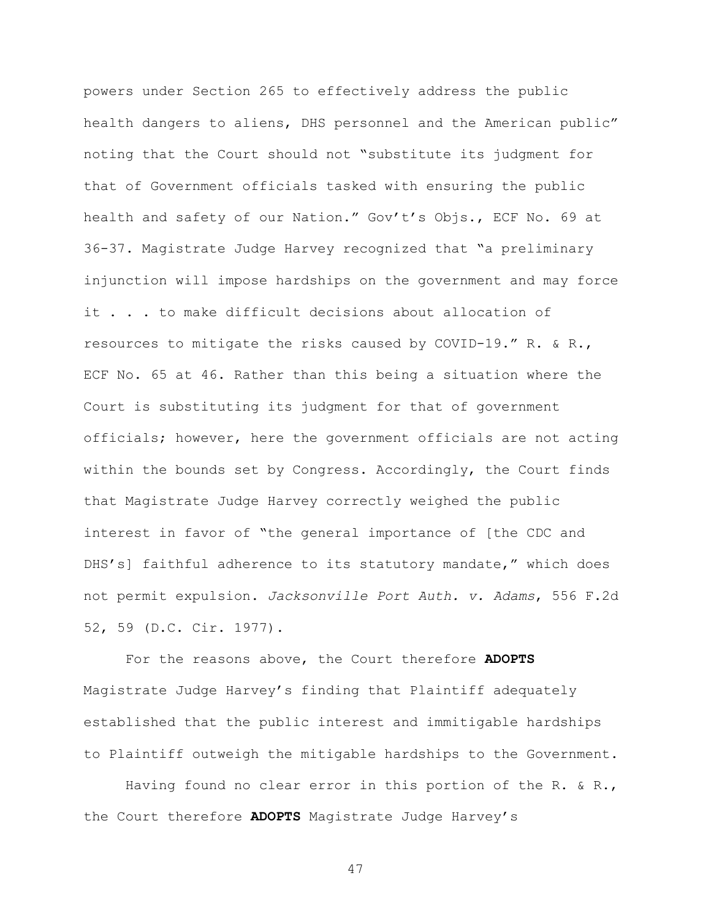powers under Section 265 to effectively address the public health dangers to aliens, DHS personnel and the American public" noting that the Court should not "substitute its judgment for that of Government officials tasked with ensuring the public health and safety of our Nation." Gov't's Objs., ECF No. 69 at 36-37. Magistrate Judge Harvey recognized that "a preliminary injunction will impose hardships on the government and may force it . . . to make difficult decisions about allocation of resources to mitigate the risks caused by COVID-19." R. & R., ECF No. 65 at 46. Rather than this being a situation where the Court is substituting its judgment for that of government officials; however, here the government officials are not acting within the bounds set by Congress. Accordingly, the Court finds that Magistrate Judge Harvey correctly weighed the public interest in favor of "the general importance of [the CDC and DHS's] faithful adherence to its statutory mandate," which does not permit expulsion. *Jacksonville Port Auth. v. Adams*, 556 F.2d 52, 59 (D.C. Cir. 1977).

For the reasons above, the Court therefore **ADOPTS** Magistrate Judge Harvey's finding that Plaintiff adequately established that the public interest and immitigable hardships to Plaintiff outweigh the mitigable hardships to the Government.

Having found no clear error in this portion of the R. & R., the Court therefore **ADOPTS** Magistrate Judge Harvey's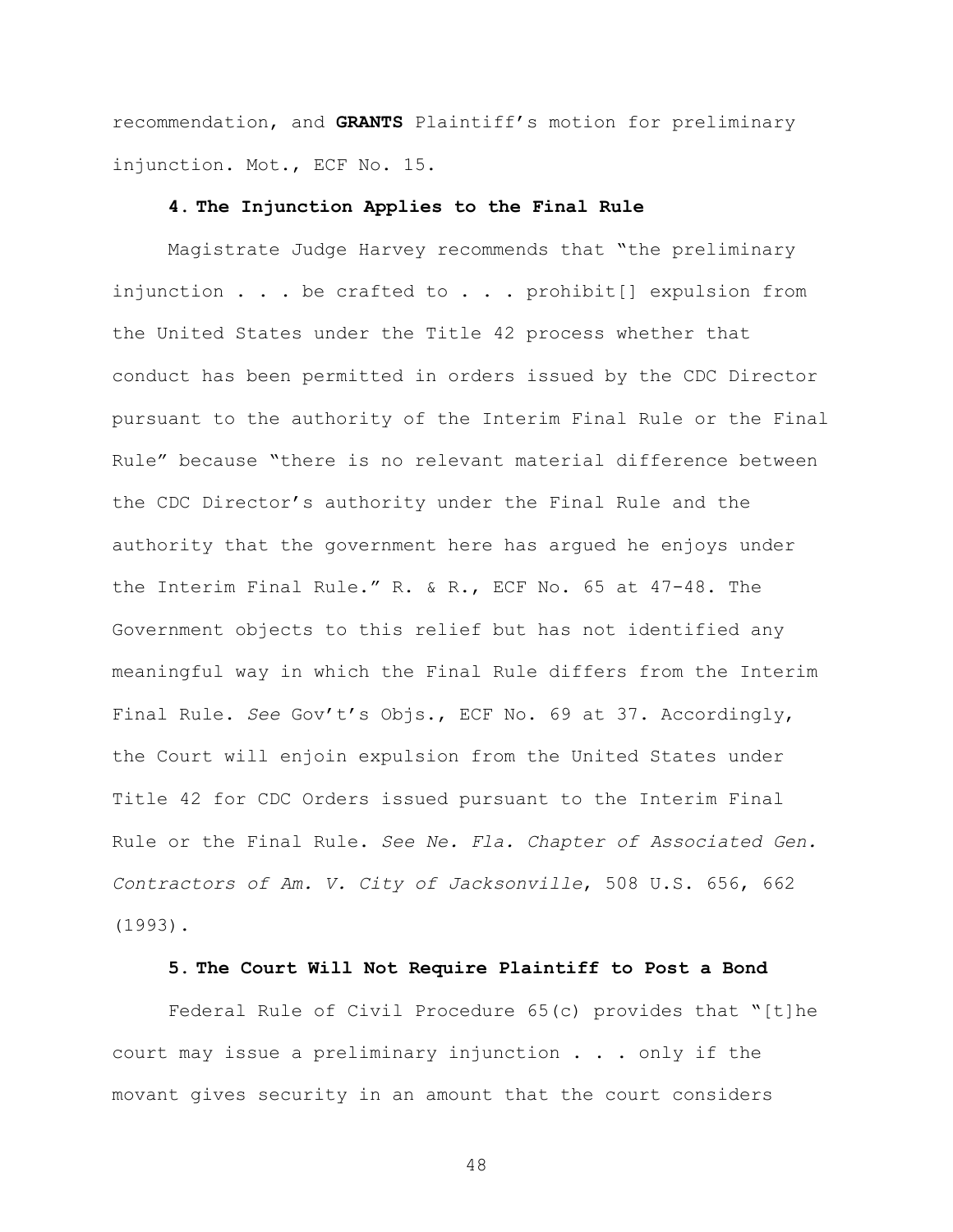recommendation, and **GRANTS** Plaintiff's motion for preliminary injunction. Mot., ECF No. 15.

#### 4. The Injunction Applies to the Final Rule

Magistrate Judge Harvey recommends that "the preliminary injunction . . . be crafted to . . . prohibit[] expulsion from the United States under the Title 42 process whether that conduct has been permitted in orders issued by the CDC Director pursuant to the authority of the Interim Final Rule or the Final Rule" because "there is no relevant material difference between the CDC Director's authority under the Final Rule and the authority that the government here has argued he enjoys under the Interim Final Rule." R. & R., ECF No. 65 at 47-48. The Government objects to this relief but has not identified any meaningful way in which the Final Rule differs from the Interim Final Rule. *See* Gov't's Objs., ECF No. 69 at 37. Accordingly, the Court will enjoin expulsion from the United States under Title 42 for CDC Orders issued pursuant to the Interim Final Rule or the Final Rule. *See Ne. Fla. Chapter of Associated Gen. Contractors of Am. V. City of Jacksonville*, 508 U.S. 656, 662 (1993).

#### 5. The Court Will Not Require Plaintiff to Post a Bond

Federal Rule of Civil Procedure 65(c) provides that "[t]he court may issue a preliminary injunction . . . only if the movant gives security in an amount that the court considers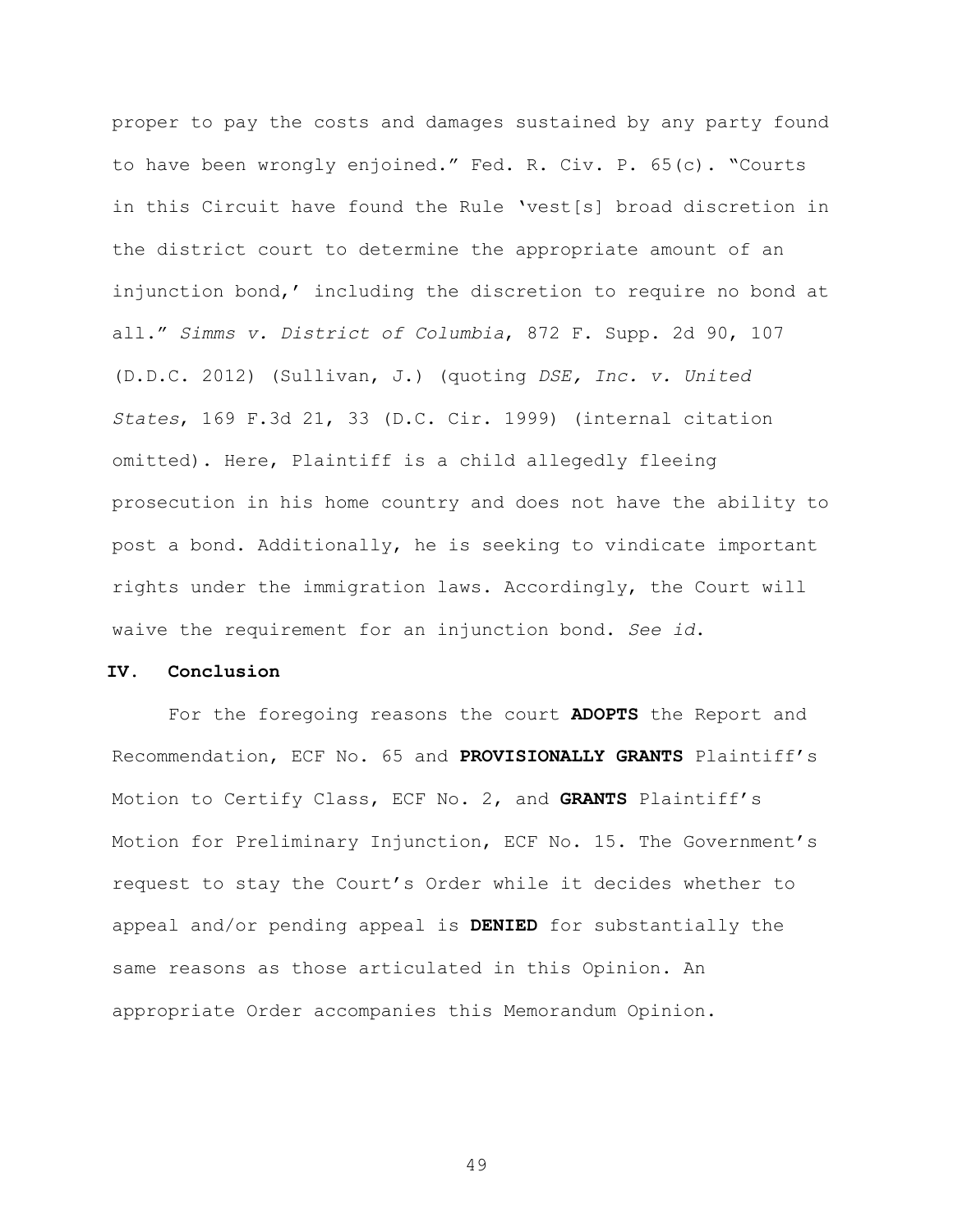proper to pay the costs and damages sustained by any party found to have been wrongly enjoined." Fed. R. Civ. P. 65(c). "Courts in this Circuit have found the Rule 'vest[s] broad discretion in the district court to determine the appropriate amount of an injunction bond,' including the discretion to require no bond at all." *Simms v. District of Columbia*, 872 F. Supp. 2d 90, 107 (D.D.C. 2012) (Sullivan, J.) (quoting *DSE, Inc. v. United States*, 169 F.3d 21, 33 (D.C. Cir. 1999) (internal citation omitted). Here, Plaintiff is a child allegedly fleeing prosecution in his home country and does not have the ability to post a bond. Additionally, he is seeking to vindicate important rights under the immigration laws. Accordingly, the Court will waive the requirement for an injunction bond. *See id.*

## IV. Conclusion

For the foregoing reasons the court **ADOPTS** the Report and Recommendation, ECF No. 65 and **PROVISIONALLY GRANTS** Plaintiff's Motion to Certify Class, ECF No. 2, and **GRANTS** Plaintiff's Motion for Preliminary Injunction, ECF No. 15. The Government's request to stay the Court's Order while it decides whether to appeal and/or pending appeal is **DENIED** for substantially the same reasons as those articulated in this Opinion. An appropriate Order accompanies this Memorandum Opinion.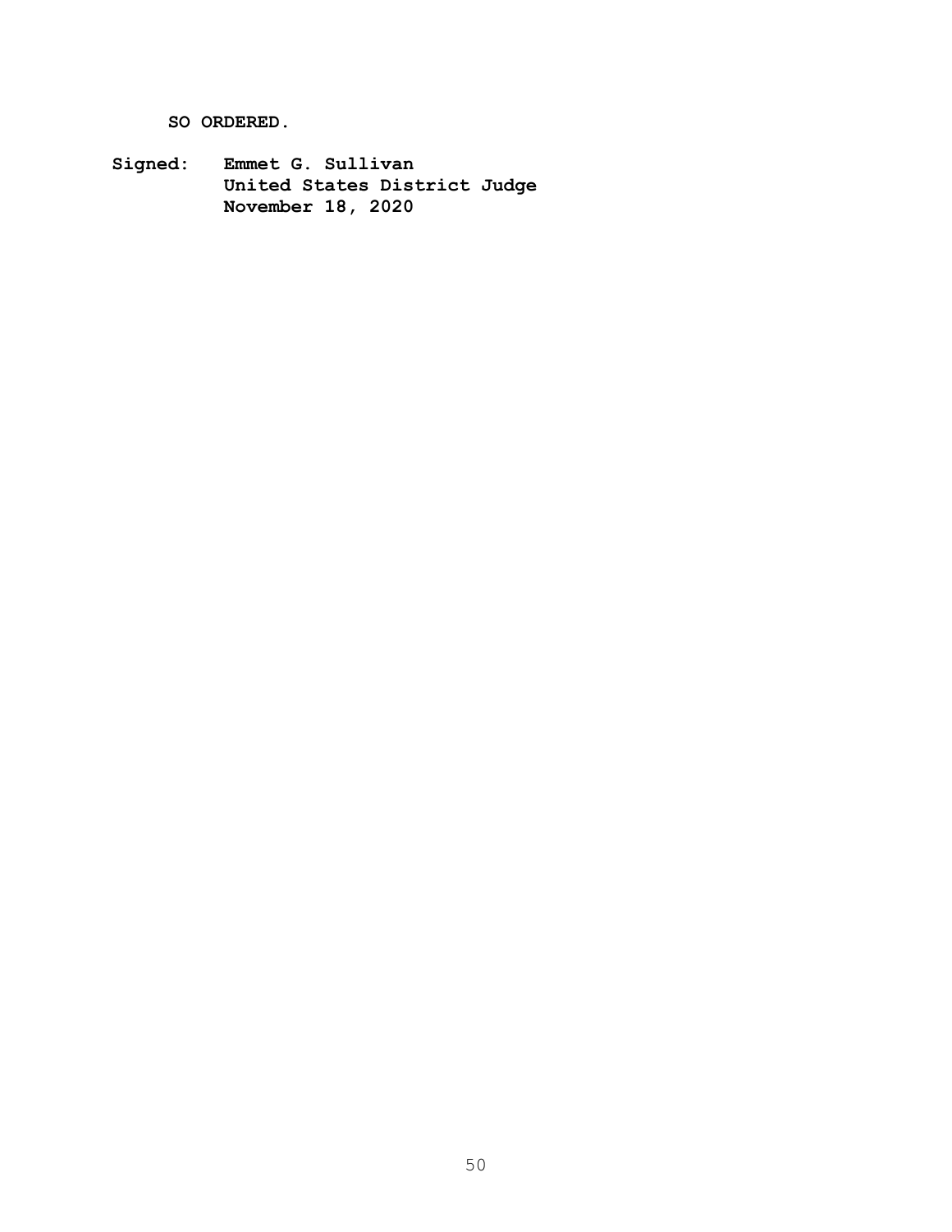**SO ORDERED.**

**Signed: Emmet G. Sullivan**
**United States District Judge**
**November 18, 2020**